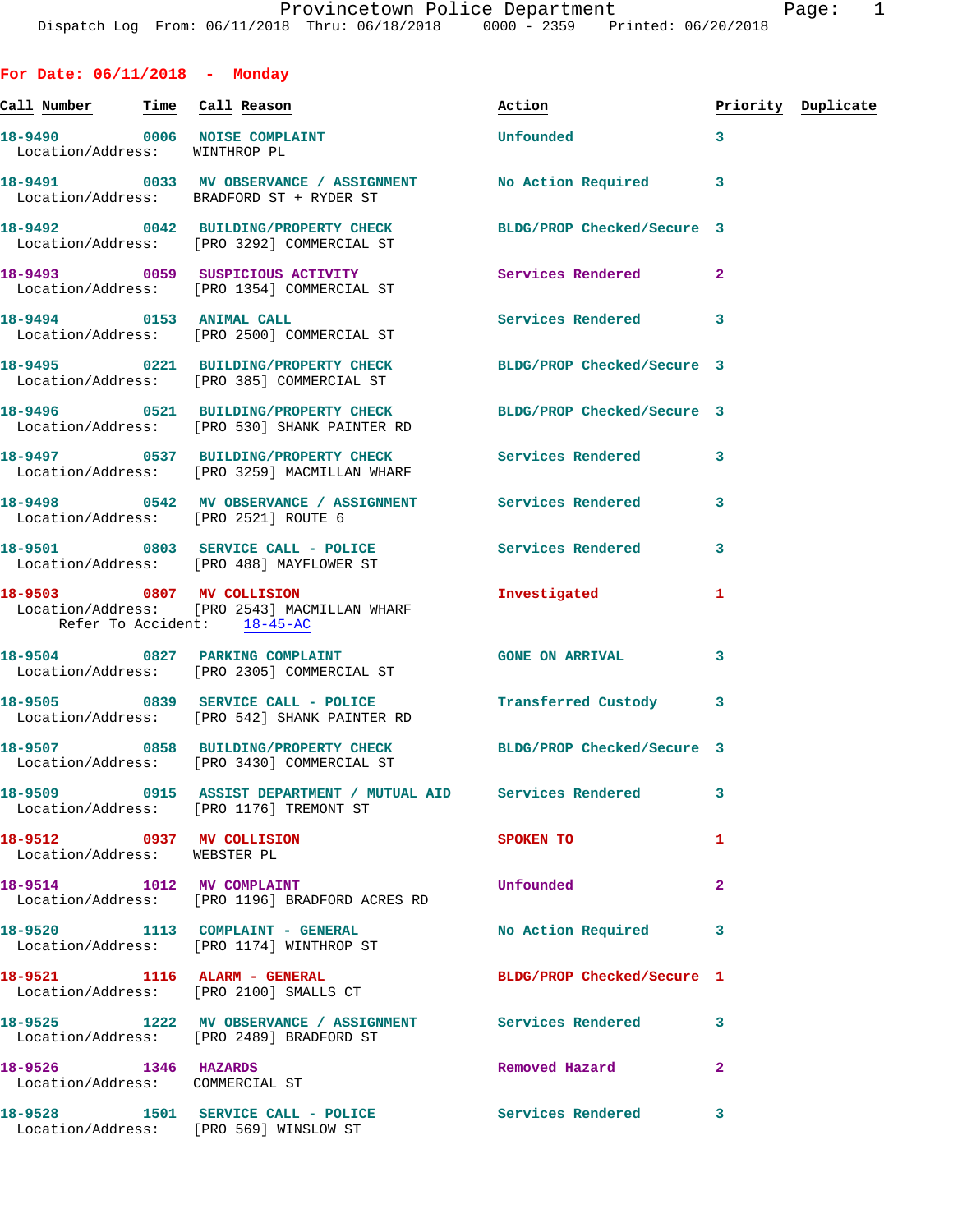Provincetown Police Department

Dispatch Log From: 06/11/2018 Thru: 06/18/2018 0000 - 2359 Printed: 06/20/2018

## For Date: 06/11/2018 - Monday

| Call Number | Time | Call Reason | Action | Priority | Duplicate |
|---|---|---|---|---|---|
| 18-9490 | 0006 | NOISE COMPLAINT | Unfounded | 3 | |
| Location/Address: | | WINTHROP PL | | | |
| 18-9491 | 0033 | MV OBSERVANCE / ASSIGNMENT | No Action Required | 3 | |
| Location/Address: | | BRADFORD ST + RYDER ST | | | |
| 18-9492 | 0042 | BUILDING/PROPERTY CHECK | BLDG/PROP Checked/Secure | 3 | |
| Location/Address: | | [PRO 3292] COMMERCIAL ST | | | |
| 18-9493 | 0059 | SUSPICIOUS ACTIVITY | Services Rendered | 2 | |
| Location/Address: | | [PRO 1354] COMMERCIAL ST | | | |
| 18-9494 | 0153 | ANIMAL CALL | Services Rendered | 3 | |
| Location/Address: | | [PRO 2500] COMMERCIAL ST | | | |
| 18-9495 | 0221 | BUILDING/PROPERTY CHECK | BLDG/PROP Checked/Secure | 3 | |
| Location/Address: | | [PRO 385] COMMERCIAL ST | | | |
| 18-9496 | 0521 | BUILDING/PROPERTY CHECK | BLDG/PROP Checked/Secure | 3 | |
| Location/Address: | | [PRO 530] SHANK PAINTER RD | | | |
| 18-9497 | 0537 | BUILDING/PROPERTY CHECK | Services Rendered | 3 | |
| Location/Address: | | [PRO 3259] MACMILLAN WHARF | | | |
| 18-9498 | 0542 | MV OBSERVANCE / ASSIGNMENT | Services Rendered | 3 | |
| Location/Address: | | [PRO 2521] ROUTE 6 | | | |
| 18-9501 | 0803 | SERVICE CALL - POLICE | Services Rendered | 3 | |
| Location/Address: | | [PRO 488] MAYFLOWER ST | | | |
| 18-9503 | 0807 | MV COLLISION | Investigated | 1 | |
| Location/Address: | | [PRO 2543] MACMILLAN WHARF | | | |
| Refer To Accident: | | 18-45-AC | | | |
| 18-9504 | 0827 | PARKING COMPLAINT | GONE ON ARRIVAL | 3 | |
| Location/Address: | | [PRO 2305] COMMERCIAL ST | | | |
| 18-9505 | 0839 | SERVICE CALL - POLICE | Transferred Custody | 3 | |
| Location/Address: | | [PRO 542] SHANK PAINTER RD | | | |
| 18-9507 | 0858 | BUILDING/PROPERTY CHECK | BLDG/PROP Checked/Secure | 3 | |
| Location/Address: | | [PRO 3430] COMMERCIAL ST | | | |
| 18-9509 | 0915 | ASSIST DEPARTMENT / MUTUAL AID | Services Rendered | 3 | |
| Location/Address: | | [PRO 1176] TREMONT ST | | | |
| 18-9512 | 0937 | MV COLLISION | SPOKEN TO | 1 | |
| Location/Address: | | WEBSTER PL | | | |
| 18-9514 | 1012 | MV COMPLAINT | Unfounded | 2 | |
| Location/Address: | | [PRO 1196] BRADFORD ACRES RD | | | |
| 18-9520 | 1113 | COMPLAINT - GENERAL | No Action Required | 3 | |
| Location/Address: | | [PRO 1174] WINTHROP ST | | | |
| 18-9521 | 1116 | ALARM - GENERAL | BLDG/PROP Checked/Secure | 1 | |
| Location/Address: | | [PRO 2100] SMALLS CT | | | |
| 18-9525 | 1222 | MV OBSERVANCE / ASSIGNMENT | Services Rendered | 3 | |
| Location/Address: | | [PRO 2489] BRADFORD ST | | | |
| 18-9526 | 1346 | HAZARDS | Removed Hazard | 2 | |
| Location/Address: | | COMMERCIAL ST | | | |
| 18-9528 | 1501 | SERVICE CALL - POLICE | Services Rendered | 3 | |
| Location/Address: | | [PRO 569] WINSLOW ST | | | |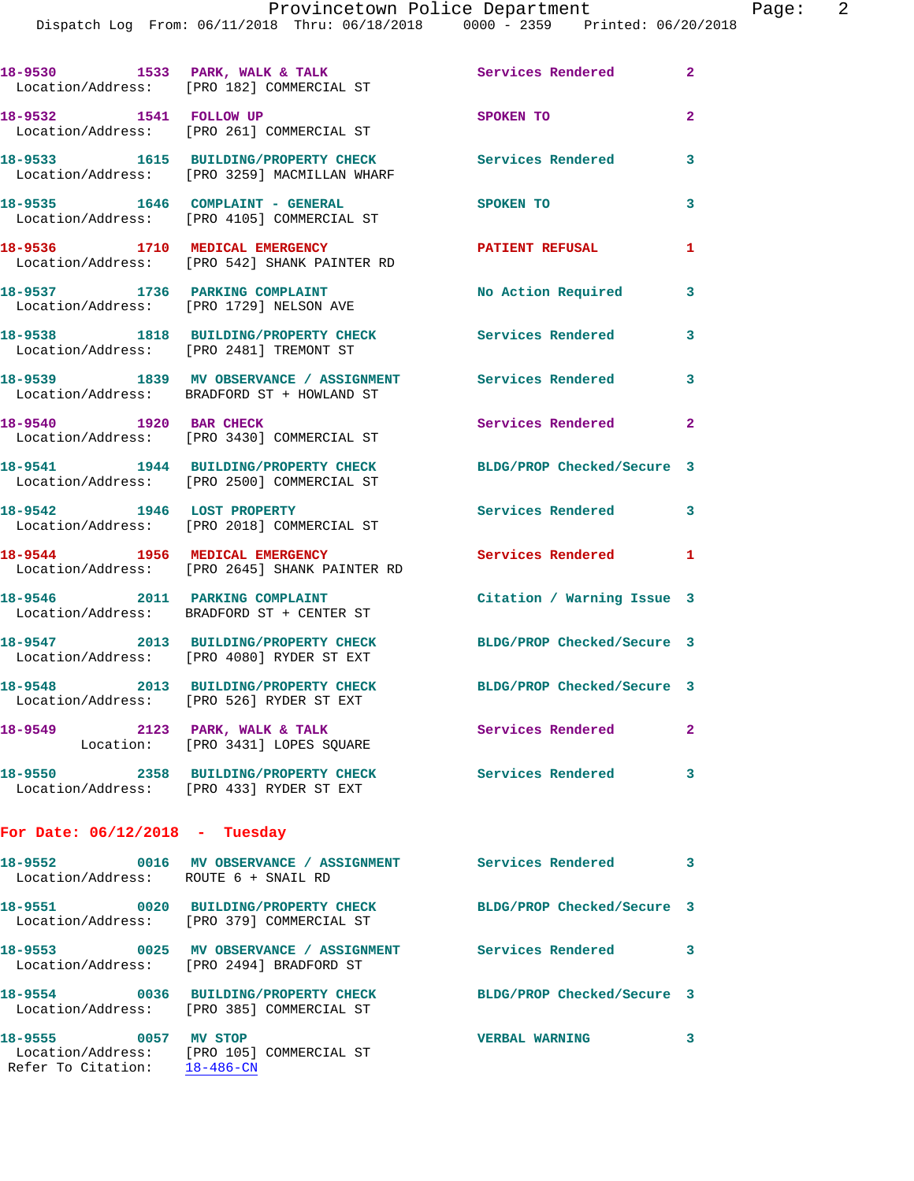18-9530 1533 PARK, WALK & TALK Services Rendered 2
Location/Address: [PRO 182] COMMERCIAL ST

18-9532 1541 FOLLOW UP SPOKEN TO 2
Location/Address: [PRO 261] COMMERCIAL ST

18-9533 1615 BUILDING/PROPERTY CHECK Services Rendered 3
Location/Address: [PRO 3259] MACMILLAN WHARF

18-9535 1646 COMPLAINT - GENERAL SPOKEN TO 3
Location/Address: [PRO 4105] COMMERCIAL ST

18-9536 1710 MEDICAL EMERGENCY PATIENT REFUSAL 1
Location/Address: [PRO 542] SHANK PAINTER RD

18-9537 1736 PARKING COMPLAINT No Action Required 3
Location/Address: [PRO 1729] NELSON AVE

18-9538 1818 BUILDING/PROPERTY CHECK Services Rendered 3
Location/Address: [PRO 2481] TREMONT ST

18-9539 1839 MV OBSERVANCE / ASSIGNMENT Services Rendered 3
Location/Address: BRADFORD ST + HOWLAND ST

18-9540 1920 BAR CHECK Services Rendered 2
Location/Address: [PRO 3430] COMMERCIAL ST

18-9541 1944 BUILDING/PROPERTY CHECK BLDG/PROP Checked/Secure 3
Location/Address: [PRO 2500] COMMERCIAL ST

18-9542 1946 LOST PROPERTY Services Rendered 3
Location/Address: [PRO 2018] COMMERCIAL ST

18-9544 1956 MEDICAL EMERGENCY Services Rendered 1
Location/Address: [PRO 2645] SHANK PAINTER RD

18-9546 2011 PARKING COMPLAINT Citation / Warning Issue 3
Location/Address: BRADFORD ST + CENTER ST

18-9547 2013 BUILDING/PROPERTY CHECK BLDG/PROP Checked/Secure 3
Location/Address: [PRO 4080] RYDER ST EXT

18-9548 2013 BUILDING/PROPERTY CHECK BLDG/PROP Checked/Secure 3
Location/Address: [PRO 526] RYDER ST EXT

18-9549 2123 PARK, WALK & TALK Services Rendered 2
Location: [PRO 3431] LOPES SQUARE

18-9550 2358 BUILDING/PROPERTY CHECK Services Rendered 3
Location/Address: [PRO 433] RYDER ST EXT

## For Date: 06/12/2018 - Tuesday

18-9552 0016 MV OBSERVANCE / ASSIGNMENT Services Rendered 3
Location/Address: ROUTE 6 + SNAIL RD

18-9551 0020 BUILDING/PROPERTY CHECK BLDG/PROP Checked/Secure 3
Location/Address: [PRO 379] COMMERCIAL ST

18-9553 0025 MV OBSERVANCE / ASSIGNMENT Services Rendered 3
Location/Address: [PRO 2494] BRADFORD ST

18-9554 0036 BUILDING/PROPERTY CHECK BLDG/PROP Checked/Secure 3
Location/Address: [PRO 385] COMMERCIAL ST

18-9555 0057 MV STOP VERBAL WARNING 3
Location/Address: [PRO 105] COMMERCIAL ST
Refer To Citation: 18-486-CN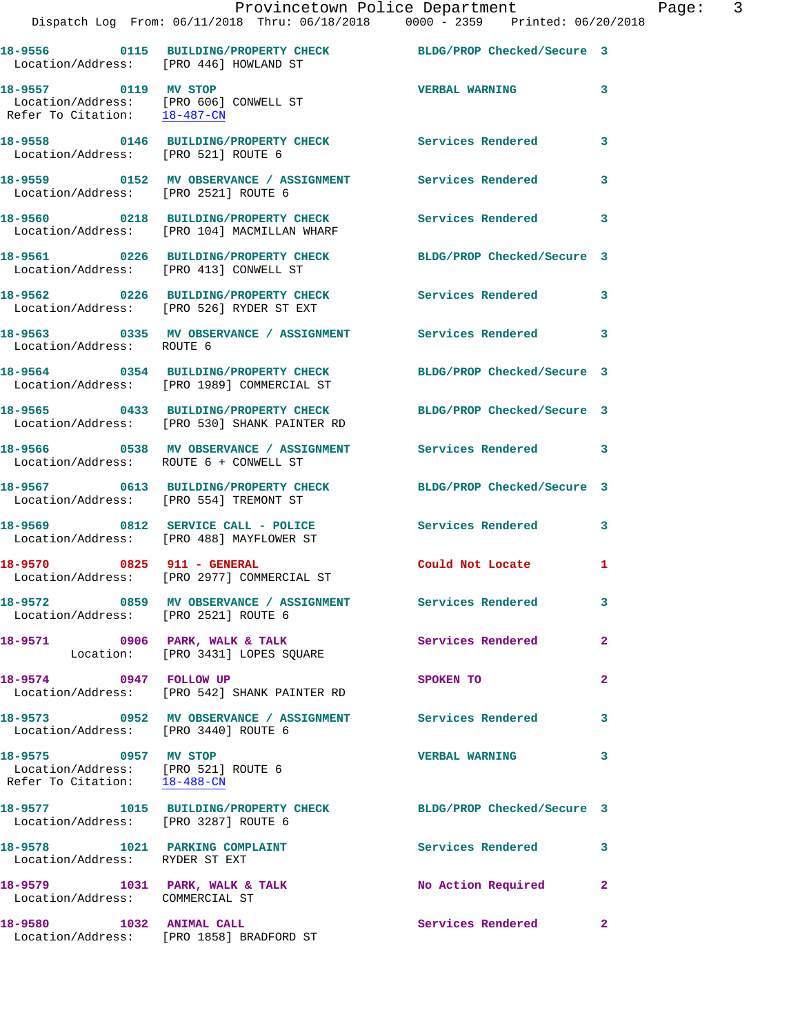18-9556 0115 BUILDING/PROPERTY CHECK BLDG/PROP Checked/Secure 3
Location/Address: [PRO 446] HOWLAND ST

18-9557 0119 MV STOP VERBAL WARNING 3
Location/Address: [PRO 606] CONWELL ST
Refer To Citation: 18-487-CN

18-9558 0146 BUILDING/PROPERTY CHECK Services Rendered 3
Location/Address: [PRO 521] ROUTE 6

18-9559 0152 MV OBSERVANCE / ASSIGNMENT Services Rendered 3
Location/Address: [PRO 2521] ROUTE 6

18-9560 0218 BUILDING/PROPERTY CHECK Services Rendered 3
Location/Address: [PRO 104] MACMILLAN WHARF

18-9561 0226 BUILDING/PROPERTY CHECK BLDG/PROP Checked/Secure 3
Location/Address: [PRO 413] CONWELL ST

18-9562 0226 BUILDING/PROPERTY CHECK Services Rendered 3
Location/Address: [PRO 526] RYDER ST EXT

18-9563 0335 MV OBSERVANCE / ASSIGNMENT Services Rendered 3
Location/Address: ROUTE 6

18-9564 0354 BUILDING/PROPERTY CHECK BLDG/PROP Checked/Secure 3
Location/Address: [PRO 1989] COMMERCIAL ST

18-9565 0433 BUILDING/PROPERTY CHECK BLDG/PROP Checked/Secure 3
Location/Address: [PRO 530] SHANK PAINTER RD

18-9566 0538 MV OBSERVANCE / ASSIGNMENT Services Rendered 3
Location/Address: ROUTE 6 + CONWELL ST

18-9567 0613 BUILDING/PROPERTY CHECK BLDG/PROP Checked/Secure 3
Location/Address: [PRO 554] TREMONT ST

18-9569 0812 SERVICE CALL - POLICE Services Rendered 3
Location/Address: [PRO 488] MAYFLOWER ST

18-9570 0825 911 - GENERAL Could Not Locate 1
Location/Address: [PRO 2977] COMMERCIAL ST

18-9572 0859 MV OBSERVANCE / ASSIGNMENT Services Rendered 3
Location/Address: [PRO 2521] ROUTE 6

18-9571 0906 PARK, WALK & TALK Services Rendered 2
Location: [PRO 3431] LOPES SQUARE

18-9574 0947 FOLLOW UP SPOKEN TO 2
Location/Address: [PRO 542] SHANK PAINTER RD

18-9573 0952 MV OBSERVANCE / ASSIGNMENT Services Rendered 3
Location/Address: [PRO 3440] ROUTE 6

18-9575 0957 MV STOP VERBAL WARNING 3
Location/Address: [PRO 521] ROUTE 6
Refer To Citation: 18-488-CN

18-9577 1015 BUILDING/PROPERTY CHECK BLDG/PROP Checked/Secure 3
Location/Address: [PRO 3287] ROUTE 6

18-9578 1021 PARKING COMPLAINT Services Rendered 3
Location/Address: RYDER ST EXT

18-9579 1031 PARK, WALK & TALK No Action Required 2
Location/Address: COMMERCIAL ST

18-9580 1032 ANIMAL CALL Services Rendered 2
Location/Address: [PRO 1858] BRADFORD ST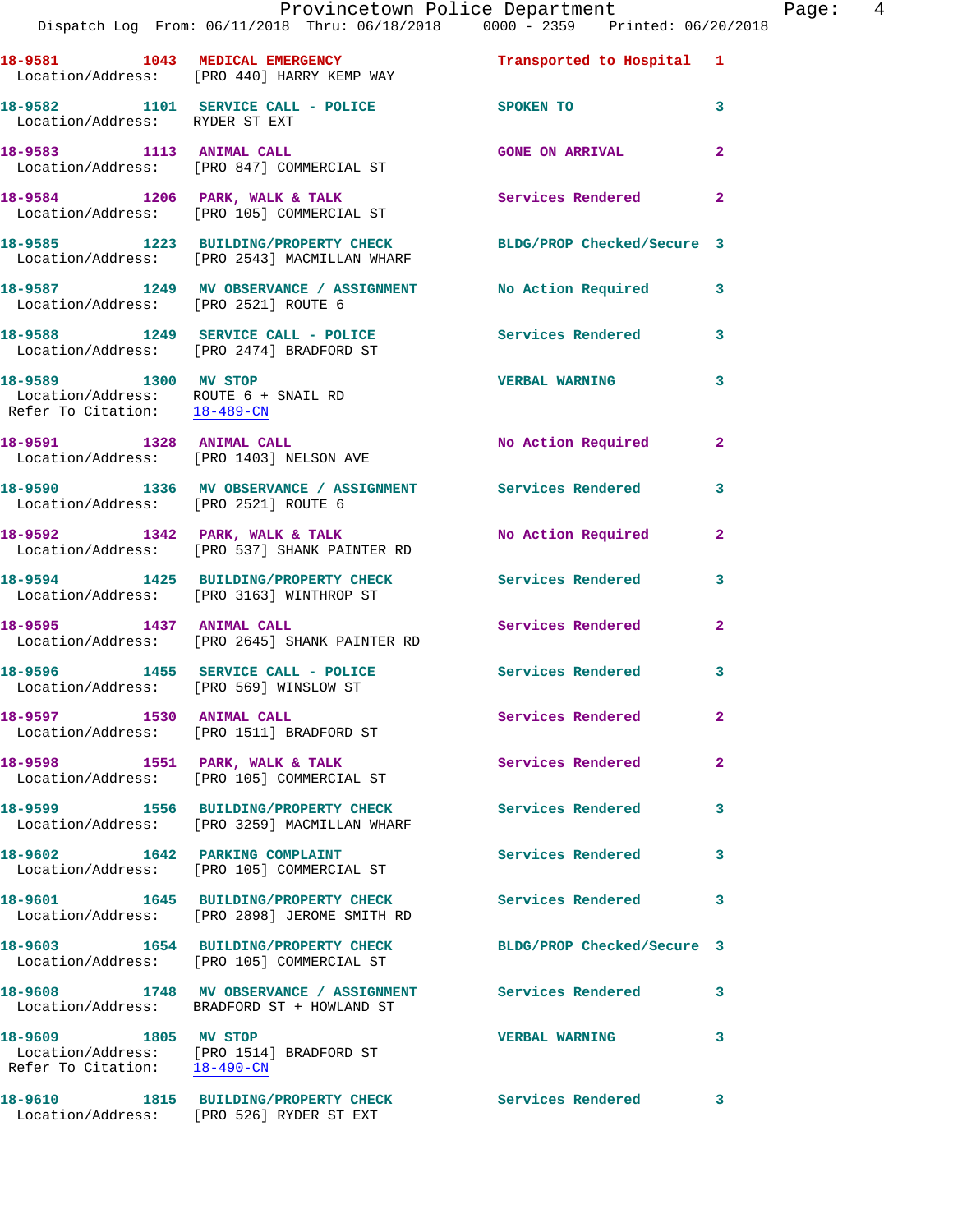18-9581 1043 MEDICAL EMERGENCY Transported to Hospital 1
Location/Address: [PRO 440] HARRY KEMP WAY

18-9582 1101 SERVICE CALL - POLICE SPOKEN TO 3
Location/Address: RYDER ST EXT

18-9583 1113 ANIMAL CALL GONE ON ARRIVAL 2
Location/Address: [PRO 847] COMMERCIAL ST

18-9584 1206 PARK, WALK & TALK Services Rendered 2
Location/Address: [PRO 105] COMMERCIAL ST

18-9585 1223 BUILDING/PROPERTY CHECK BLDG/PROP Checked/Secure 3
Location/Address: [PRO 2543] MACMILLAN WHARF

18-9587 1249 MV OBSERVANCE / ASSIGNMENT No Action Required 3
Location/Address: [PRO 2521] ROUTE 6

18-9588 1249 SERVICE CALL - POLICE Services Rendered 3
Location/Address: [PRO 2474] BRADFORD ST

18-9589 1300 MV STOP VERBAL WARNING 3
Location/Address: ROUTE 6 + SNAIL RD
Refer To Citation: 18-489-CN

18-9591 1328 ANIMAL CALL No Action Required 2
Location/Address: [PRO 1403] NELSON AVE

18-9590 1336 MV OBSERVANCE / ASSIGNMENT Services Rendered 3
Location/Address: [PRO 2521] ROUTE 6

18-9592 1342 PARK, WALK & TALK No Action Required 2
Location/Address: [PRO 537] SHANK PAINTER RD

18-9594 1425 BUILDING/PROPERTY CHECK Services Rendered 3
Location/Address: [PRO 3163] WINTHROP ST

18-9595 1437 ANIMAL CALL Services Rendered 2
Location/Address: [PRO 2645] SHANK PAINTER RD

18-9596 1455 SERVICE CALL - POLICE Services Rendered 3
Location/Address: [PRO 569] WINSLOW ST

18-9597 1530 ANIMAL CALL Services Rendered 2
Location/Address: [PRO 1511] BRADFORD ST

18-9598 1551 PARK, WALK & TALK Services Rendered 2
Location/Address: [PRO 105] COMMERCIAL ST

18-9599 1556 BUILDING/PROPERTY CHECK Services Rendered 3
Location/Address: [PRO 3259] MACMILLAN WHARF

18-9602 1642 PARKING COMPLAINT Services Rendered 3
Location/Address: [PRO 105] COMMERCIAL ST

18-9601 1645 BUILDING/PROPERTY CHECK Services Rendered 3
Location/Address: [PRO 2898] JEROME SMITH RD

18-9603 1654 BUILDING/PROPERTY CHECK BLDG/PROP Checked/Secure 3
Location/Address: [PRO 105] COMMERCIAL ST

18-9608 1748 MV OBSERVANCE / ASSIGNMENT Services Rendered 3
Location/Address: BRADFORD ST + HOWLAND ST

18-9609 1805 MV STOP VERBAL WARNING 3
Location/Address: [PRO 1514] BRADFORD ST
Refer To Citation: 18-490-CN

18-9610 1815 BUILDING/PROPERTY CHECK Services Rendered 3
Location/Address: [PRO 526] RYDER ST EXT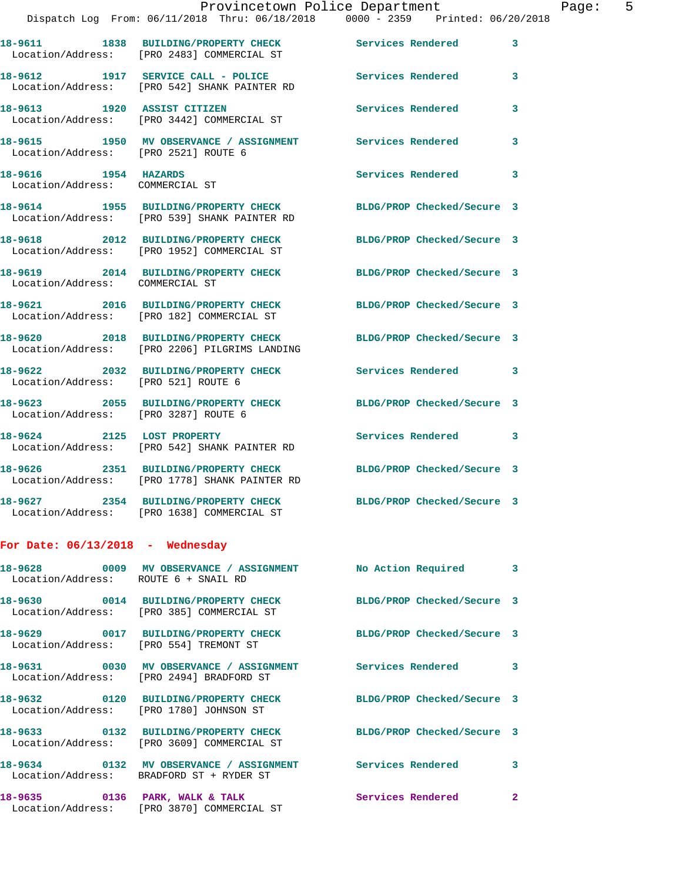18-9611 1838 BUILDING/PROPERTY CHECK Services Rendered 3
Location/Address: [PRO 2483] COMMERCIAL ST

18-9612 1917 SERVICE CALL - POLICE Services Rendered 3
Location/Address: [PRO 542] SHANK PAINTER RD

18-9613 1920 ASSIST CITIZEN Services Rendered 3
Location/Address: [PRO 3442] COMMERCIAL ST

18-9615 1950 MV OBSERVANCE / ASSIGNMENT Services Rendered 3
Location/Address: [PRO 2521] ROUTE 6

18-9616 1954 HAZARDS Services Rendered 3
Location/Address: COMMERCIAL ST

18-9614 1955 BUILDING/PROPERTY CHECK BLDG/PROP Checked/Secure 3
Location/Address: [PRO 539] SHANK PAINTER RD

18-9618 2012 BUILDING/PROPERTY CHECK BLDG/PROP Checked/Secure 3
Location/Address: [PRO 1952] COMMERCIAL ST

18-9619 2014 BUILDING/PROPERTY CHECK BLDG/PROP Checked/Secure 3
Location/Address: COMMERCIAL ST

18-9621 2016 BUILDING/PROPERTY CHECK BLDG/PROP Checked/Secure 3
Location/Address: [PRO 182] COMMERCIAL ST

18-9620 2018 BUILDING/PROPERTY CHECK BLDG/PROP Checked/Secure 3
Location/Address: [PRO 2206] PILGRIMS LANDING

18-9622 2032 BUILDING/PROPERTY CHECK Services Rendered 3
Location/Address: [PRO 521] ROUTE 6

18-9623 2055 BUILDING/PROPERTY CHECK BLDG/PROP Checked/Secure 3
Location/Address: [PRO 3287] ROUTE 6

18-9624 2125 LOST PROPERTY Services Rendered 3
Location/Address: [PRO 542] SHANK PAINTER RD

18-9626 2351 BUILDING/PROPERTY CHECK BLDG/PROP Checked/Secure 3
Location/Address: [PRO 1778] SHANK PAINTER RD

18-9627 2354 BUILDING/PROPERTY CHECK BLDG/PROP Checked/Secure 3
Location/Address: [PRO 1638] COMMERCIAL ST

**For Date: 06/13/2018 - Wednesday**

18-9628 0009 MV OBSERVANCE / ASSIGNMENT No Action Required 3
Location/Address: ROUTE 6 + SNAIL RD

18-9630 0014 BUILDING/PROPERTY CHECK BLDG/PROP Checked/Secure 3
Location/Address: [PRO 385] COMMERCIAL ST

18-9629 0017 BUILDING/PROPERTY CHECK BLDG/PROP Checked/Secure 3
Location/Address: [PRO 554] TREMONT ST

18-9631 0030 MV OBSERVANCE / ASSIGNMENT Services Rendered 3
Location/Address: [PRO 2494] BRADFORD ST

18-9632 0120 BUILDING/PROPERTY CHECK BLDG/PROP Checked/Secure 3
Location/Address: [PRO 1780] JOHNSON ST

18-9633 0132 BUILDING/PROPERTY CHECK BLDG/PROP Checked/Secure 3
Location/Address: [PRO 3609] COMMERCIAL ST

18-9634 0132 MV OBSERVANCE / ASSIGNMENT Services Rendered 3
Location/Address: BRADFORD ST + RYDER ST

18-9635 0136 PARK, WALK & TALK Services Rendered 2
Location/Address: [PRO 3870] COMMERCIAL ST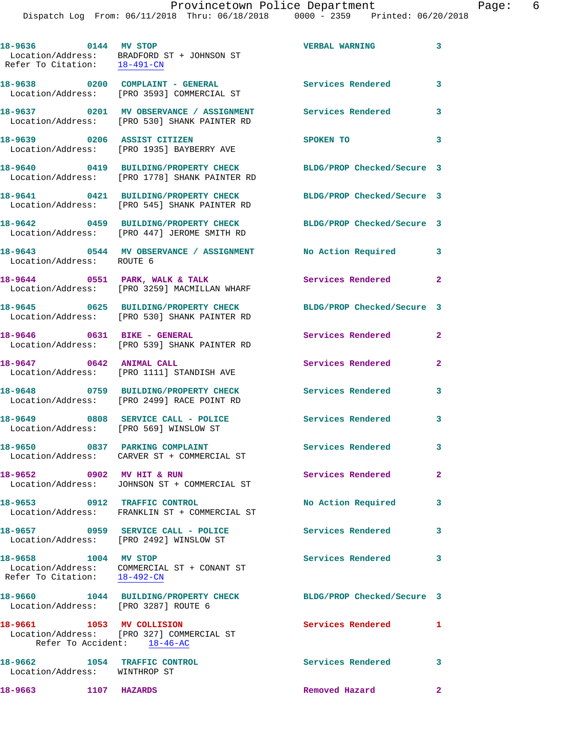18-9636 0144 MV STOP VERBAL WARNING 3
Location/Address: BRADFORD ST + JOHNSON ST
Refer To Citation: 18-491-CN

18-9638 0200 COMPLAINT - GENERAL Services Rendered 3
Location/Address: [PRO 3593] COMMERCIAL ST

18-9637 0201 MV OBSERVANCE / ASSIGNMENT Services Rendered 3
Location/Address: [PRO 530] SHANK PAINTER RD

18-9639 0206 ASSIST CITIZEN SPOKEN TO 3
Location/Address: [PRO 1935] BAYBERRY AVE

18-9640 0419 BUILDING/PROPERTY CHECK BLDG/PROP Checked/Secure 3
Location/Address: [PRO 1778] SHANK PAINTER RD

18-9641 0421 BUILDING/PROPERTY CHECK BLDG/PROP Checked/Secure 3
Location/Address: [PRO 545] SHANK PAINTER RD

18-9642 0459 BUILDING/PROPERTY CHECK BLDG/PROP Checked/Secure 3
Location/Address: [PRO 447] JEROME SMITH RD

18-9643 0544 MV OBSERVANCE / ASSIGNMENT No Action Required 3
Location/Address: ROUTE 6

18-9644 0551 PARK, WALK & TALK Services Rendered 2
Location/Address: [PRO 3259] MACMILLAN WHARF

18-9645 0625 BUILDING/PROPERTY CHECK BLDG/PROP Checked/Secure 3
Location/Address: [PRO 530] SHANK PAINTER RD

18-9646 0631 BIKE - GENERAL Services Rendered 2
Location/Address: [PRO 539] SHANK PAINTER RD

18-9647 0642 ANIMAL CALL Services Rendered 2
Location/Address: [PRO 1111] STANDISH AVE

18-9648 0759 BUILDING/PROPERTY CHECK Services Rendered 3
Location/Address: [PRO 2499] RACE POINT RD

18-9649 0808 SERVICE CALL - POLICE Services Rendered 3
Location/Address: [PRO 569] WINSLOW ST

18-9650 0837 PARKING COMPLAINT Services Rendered 3
Location/Address: CARVER ST + COMMERCIAL ST

18-9652 0902 MV HIT & RUN Services Rendered 2
Location/Address: JOHNSON ST + COMMERCIAL ST

18-9653 0912 TRAFFIC CONTROL No Action Required 3
Location/Address: FRANKLIN ST + COMMERCIAL ST

18-9657 0959 SERVICE CALL - POLICE Services Rendered 3
Location/Address: [PRO 2492] WINSLOW ST

18-9658 1004 MV STOP Services Rendered 3
Location/Address: COMMERCIAL ST + CONANT ST
Refer To Citation: 18-492-CN

18-9660 1044 BUILDING/PROPERTY CHECK BLDG/PROP Checked/Secure 3
Location/Address: [PRO 3287] ROUTE 6

18-9661 1053 MV COLLISION Services Rendered 1
Location/Address: [PRO 327] COMMERCIAL ST
Refer To Accident: 18-46-AC

18-9662 1054 TRAFFIC CONTROL Services Rendered 3
Location/Address: WINTHROP ST

18-9663 1107 HAZARDS Removed Hazard 2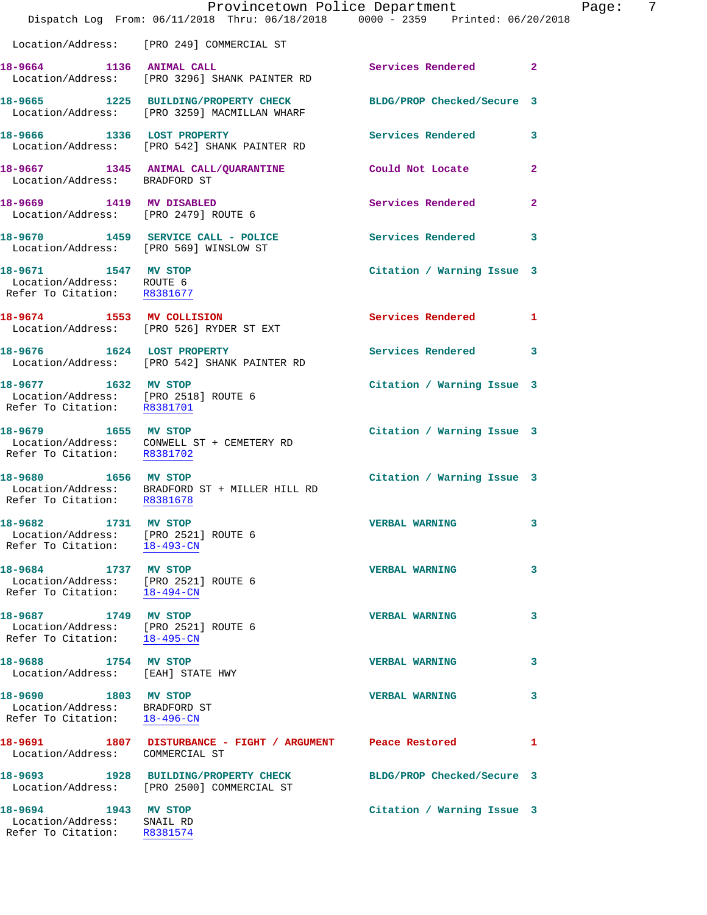Location/Address: [PRO 249] COMMERCIAL ST

**18-9664 1136 ANIMAL CALL** Services Rendered 2
Location/Address: [PRO 3296] SHANK PAINTER RD

**18-9665 1225 BUILDING/PROPERTY CHECK** BLDG/PROP Checked/Secure 3
Location/Address: [PRO 3259] MACMILLAN WHARF

**18-9666 1336 LOST PROPERTY** Services Rendered 3
Location/Address: [PRO 542] SHANK PAINTER RD

**18-9667 1345 ANIMAL CALL/QUARANTINE** Could Not Locate 2
Location/Address: BRADFORD ST

**18-9669 1419 MV DISABLED** Services Rendered 2
Location/Address: [PRO 2479] ROUTE 6

**18-9670 1459 SERVICE CALL - POLICE** Services Rendered 3
Location/Address: [PRO 569] WINSLOW ST

**18-9671 1547 MV STOP** Citation / Warning Issue 3
Location/Address: ROUTE 6
Refer To Citation: R8381677

**18-9674 1553 MV COLLISION** Services Rendered 1
Location/Address: [PRO 526] RYDER ST EXT

**18-9676 1624 LOST PROPERTY** Services Rendered 3
Location/Address: [PRO 542] SHANK PAINTER RD

**18-9677 1632 MV STOP** Citation / Warning Issue 3
Location/Address: [PRO 2518] ROUTE 6
Refer To Citation: R8381701

**18-9679 1655 MV STOP** Citation / Warning Issue 3
Location/Address: CONWELL ST + CEMETERY RD
Refer To Citation: R8381702

**18-9680 1656 MV STOP** Citation / Warning Issue 3
Location/Address: BRADFORD ST + MILLER HILL RD
Refer To Citation: R8381678

**18-9682 1731 MV STOP** VERBAL WARNING 3
Location/Address: [PRO 2521] ROUTE 6
Refer To Citation: 18-493-CN

**18-9684 1737 MV STOP** VERBAL WARNING 3
Location/Address: [PRO 2521] ROUTE 6
Refer To Citation: 18-494-CN

**18-9687 1749 MV STOP** VERBAL WARNING 3
Location/Address: [PRO 2521] ROUTE 6
Refer To Citation: 18-495-CN

**18-9688 1754 MV STOP** VERBAL WARNING 3
Location/Address: [EAH] STATE HWY

**18-9690 1803 MV STOP** VERBAL WARNING 3
Location/Address: BRADFORD ST
Refer To Citation: 18-496-CN

**18-9691 1807 DISTURBANCE - FIGHT / ARGUMENT** Peace Restored 1
Location/Address: COMMERCIAL ST

**18-9693 1928 BUILDING/PROPERTY CHECK** BLDG/PROP Checked/Secure 3
Location/Address: [PRO 2500] COMMERCIAL ST

**18-9694 1943 MV STOP** Citation / Warning Issue 3
Location/Address: SNAIL RD
Refer To Citation: R8381574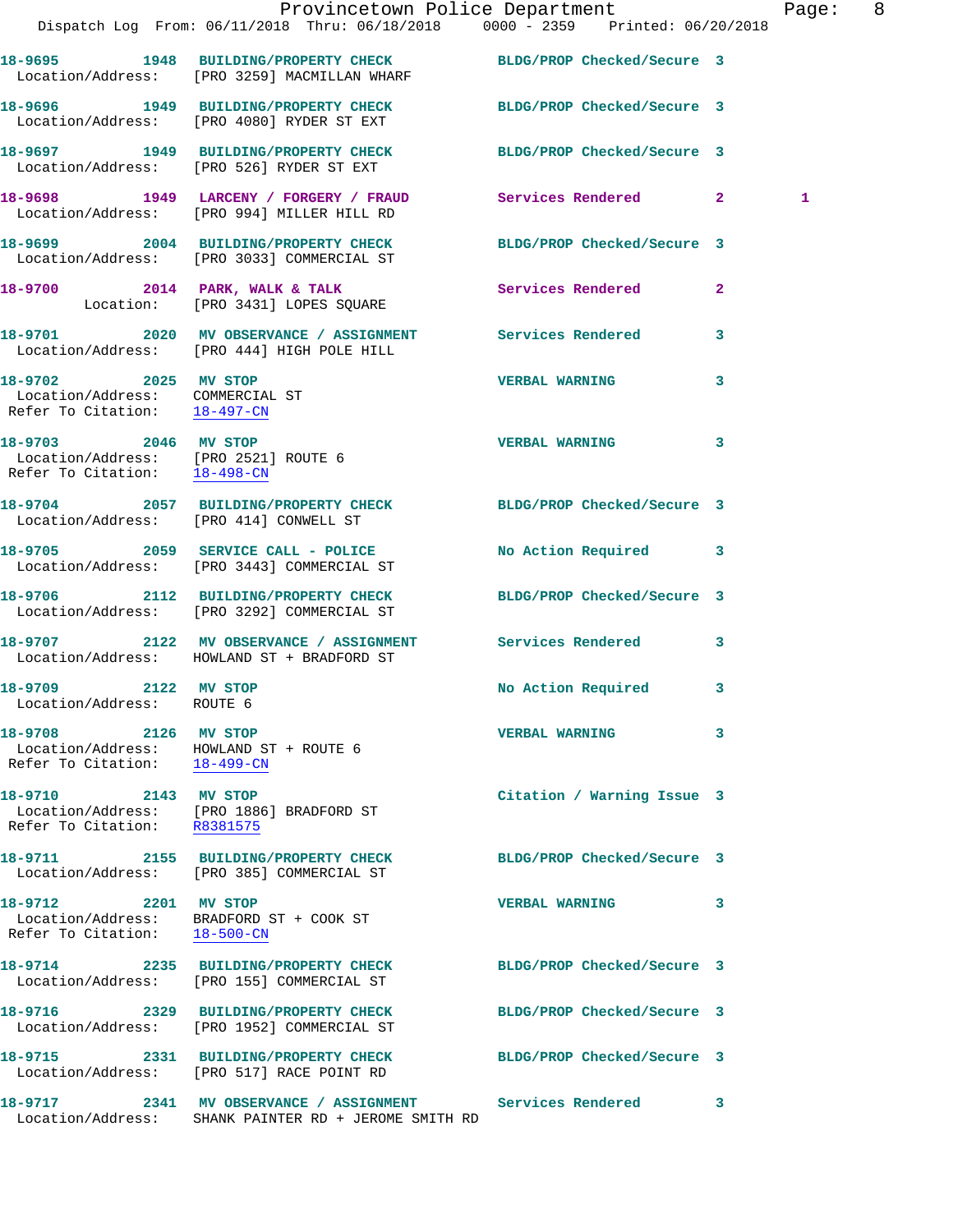18-9695 1948 BUILDING/PROPERTY CHECK BLDG/PROP Checked/Secure 3
Location/Address: [PRO 3259] MACMILLAN WHARF

18-9696 1949 BUILDING/PROPERTY CHECK BLDG/PROP Checked/Secure 3
Location/Address: [PRO 4080] RYDER ST EXT

18-9697 1949 BUILDING/PROPERTY CHECK BLDG/PROP Checked/Secure 3
Location/Address: [PRO 526] RYDER ST EXT

18-9698 1949 LARCENY / FORGERY / FRAUD Services Rendered 2 1
Location/Address: [PRO 994] MILLER HILL RD

18-9699 2004 BUILDING/PROPERTY CHECK BLDG/PROP Checked/Secure 3
Location/Address: [PRO 3033] COMMERCIAL ST

18-9700 2014 PARK, WALK & TALK Services Rendered 2
Location: [PRO 3431] LOPES SQUARE

18-9701 2020 MV OBSERVANCE / ASSIGNMENT Services Rendered 3
Location/Address: [PRO 444] HIGH POLE HILL

18-9702 2025 MV STOP VERBAL WARNING 3
Location/Address: COMMERCIAL ST
Refer To Citation: 18-497-CN

18-9703 2046 MV STOP VERBAL WARNING 3
Location/Address: [PRO 2521] ROUTE 6
Refer To Citation: 18-498-CN

18-9704 2057 BUILDING/PROPERTY CHECK BLDG/PROP Checked/Secure 3
Location/Address: [PRO 414] CONWELL ST

18-9705 2059 SERVICE CALL - POLICE No Action Required 3
Location/Address: [PRO 3443] COMMERCIAL ST

18-9706 2112 BUILDING/PROPERTY CHECK BLDG/PROP Checked/Secure 3
Location/Address: [PRO 3292] COMMERCIAL ST

18-9707 2122 MV OBSERVANCE / ASSIGNMENT Services Rendered 3
Location/Address: HOWLAND ST + BRADFORD ST

18-9709 2122 MV STOP No Action Required 3
Location/Address: ROUTE 6

18-9708 2126 MV STOP VERBAL WARNING 3
Location/Address: HOWLAND ST + ROUTE 6
Refer To Citation: 18-499-CN

18-9710 2143 MV STOP Citation / Warning Issue 3
Location/Address: [PRO 1886] BRADFORD ST
Refer To Citation: R8381575

18-9711 2155 BUILDING/PROPERTY CHECK BLDG/PROP Checked/Secure 3
Location/Address: [PRO 385] COMMERCIAL ST

18-9712 2201 MV STOP VERBAL WARNING 3
Location/Address: BRADFORD ST + COOK ST
Refer To Citation: 18-500-CN

18-9714 2235 BUILDING/PROPERTY CHECK BLDG/PROP Checked/Secure 3
Location/Address: [PRO 155] COMMERCIAL ST

18-9716 2329 BUILDING/PROPERTY CHECK BLDG/PROP Checked/Secure 3
Location/Address: [PRO 1952] COMMERCIAL ST

18-9715 2331 BUILDING/PROPERTY CHECK BLDG/PROP Checked/Secure 3
Location/Address: [PRO 517] RACE POINT RD

18-9717 2341 MV OBSERVANCE / ASSIGNMENT Services Rendered 3
Location/Address: SHANK PAINTER RD + JEROME SMITH RD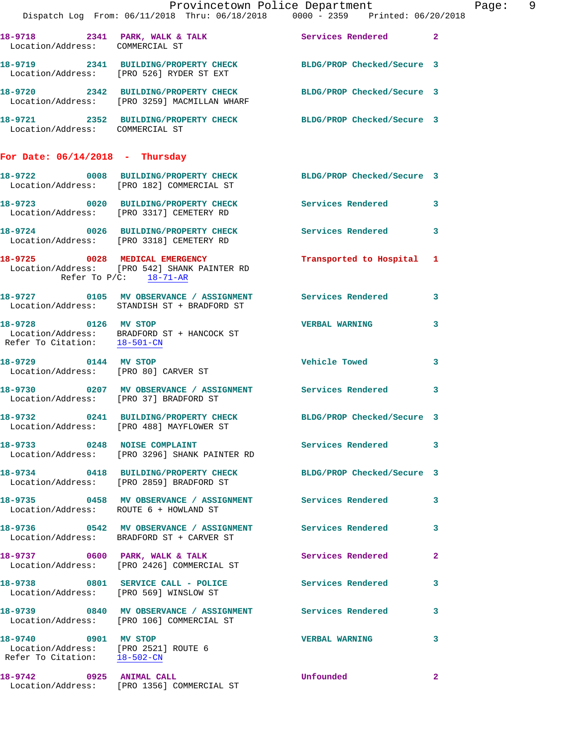18-9718 2341 PARK, WALK & TALK Services Rendered 2
Location/Address: COMMERCIAL ST

18-9719 2341 BUILDING/PROPERTY CHECK BLDG/PROP Checked/Secure 3
Location/Address: [PRO 526] RYDER ST EXT

18-9720 2342 BUILDING/PROPERTY CHECK BLDG/PROP Checked/Secure 3
Location/Address: [PRO 3259] MACMILLAN WHARF

18-9721 2352 BUILDING/PROPERTY CHECK BLDG/PROP Checked/Secure 3
Location/Address: COMMERCIAL ST

**For Date: 06/14/2018 - Thursday**

18-9722 0008 BUILDING/PROPERTY CHECK BLDG/PROP Checked/Secure 3
Location/Address: [PRO 182] COMMERCIAL ST

18-9723 0020 BUILDING/PROPERTY CHECK Services Rendered 3
Location/Address: [PRO 3317] CEMETERY RD

18-9724 0026 BUILDING/PROPERTY CHECK Services Rendered 3
Location/Address: [PRO 3318] CEMETERY RD

18-9725 0028 MEDICAL EMERGENCY Transported to Hospital 1
Location/Address: [PRO 542] SHANK PAINTER RD
Refer To P/C: 18-71-AR

18-9727 0105 MV OBSERVANCE / ASSIGNMENT Services Rendered 3
Location/Address: STANDISH ST + BRADFORD ST

18-9728 0126 MV STOP VERBAL WARNING 3
Location/Address: BRADFORD ST + HANCOCK ST
Refer To Citation: 18-501-CN

18-9729 0144 MV STOP Vehicle Towed 3
Location/Address: [PRO 80] CARVER ST

18-9730 0207 MV OBSERVANCE / ASSIGNMENT Services Rendered 3
Location/Address: [PRO 37] BRADFORD ST

18-9732 0241 BUILDING/PROPERTY CHECK BLDG/PROP Checked/Secure 3
Location/Address: [PRO 488] MAYFLOWER ST

18-9733 0248 NOISE COMPLAINT Services Rendered 3
Location/Address: [PRO 3296] SHANK PAINTER RD

18-9734 0418 BUILDING/PROPERTY CHECK BLDG/PROP Checked/Secure 3
Location/Address: [PRO 2859] BRADFORD ST

18-9735 0458 MV OBSERVANCE / ASSIGNMENT Services Rendered 3
Location/Address: ROUTE 6 + HOWLAND ST

18-9736 0542 MV OBSERVANCE / ASSIGNMENT Services Rendered 3
Location/Address: BRADFORD ST + CARVER ST

18-9737 0600 PARK, WALK & TALK Services Rendered 2
Location/Address: [PRO 2426] COMMERCIAL ST

18-9738 0801 SERVICE CALL - POLICE Services Rendered 3
Location/Address: [PRO 569] WINSLOW ST

18-9739 0840 MV OBSERVANCE / ASSIGNMENT Services Rendered 3
Location/Address: [PRO 106] COMMERCIAL ST

18-9740 0901 MV STOP VERBAL WARNING 3
Location/Address: [PRO 2521] ROUTE 6
Refer To Citation: 18-502-CN

18-9742 0925 ANIMAL CALL Unfounded 2
Location/Address: [PRO 1356] COMMERCIAL ST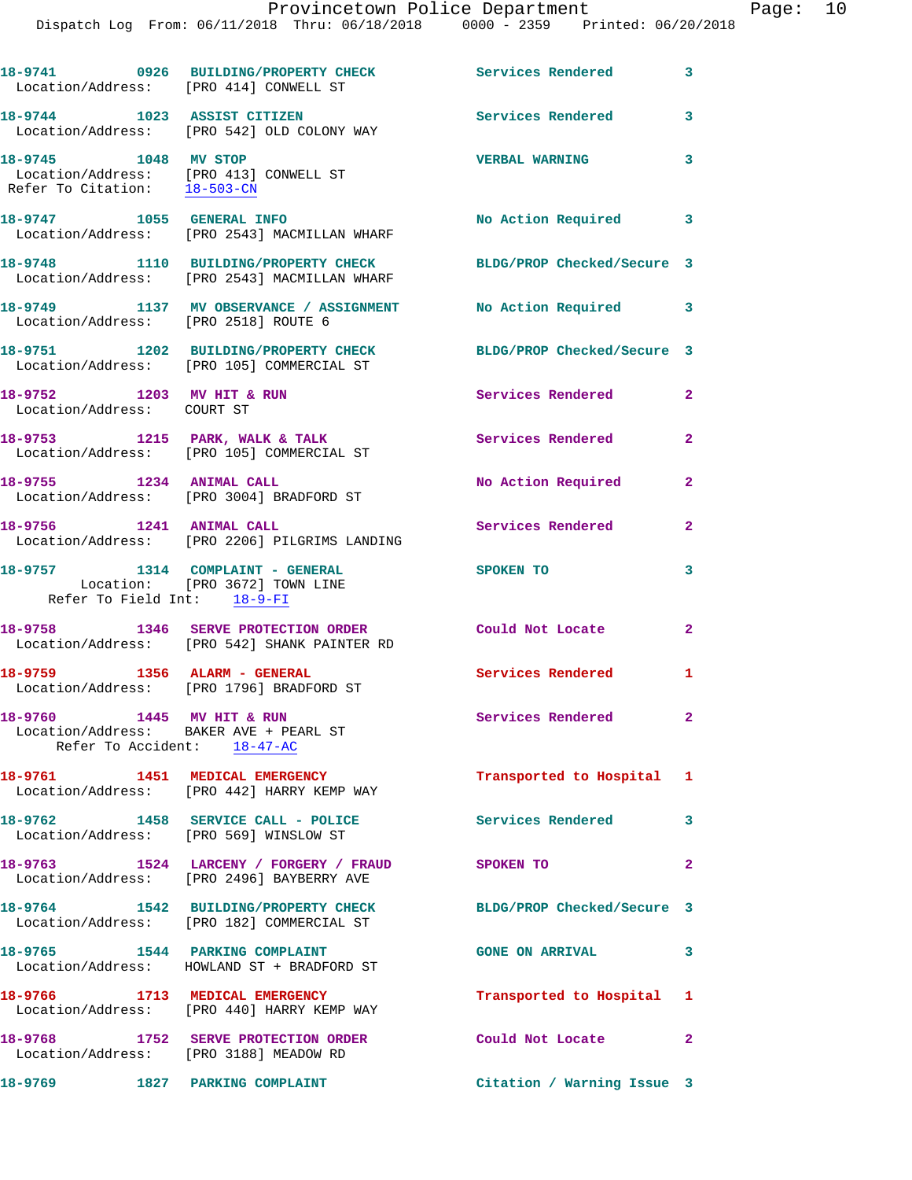18-9741 0926 BUILDING/PROPERTY CHECK Services Rendered 3
Location/Address: [PRO 414] CONWELL ST

18-9744 1023 ASSIST CITIZEN Services Rendered 3
Location/Address: [PRO 542] OLD COLONY WAY

18-9745 1048 MV STOP VERBAL WARNING 3
Location/Address: [PRO 413] CONWELL ST
Refer To Citation: 18-503-CN

18-9747 1055 GENERAL INFO No Action Required 3
Location/Address: [PRO 2543] MACMILLAN WHARF

18-9748 1110 BUILDING/PROPERTY CHECK BLDG/PROP Checked/Secure 3
Location/Address: [PRO 2543] MACMILLAN WHARF

18-9749 1137 MV OBSERVANCE / ASSIGNMENT No Action Required 3
Location/Address: [PRO 2518] ROUTE 6

18-9751 1202 BUILDING/PROPERTY CHECK BLDG/PROP Checked/Secure 3
Location/Address: [PRO 105] COMMERCIAL ST

18-9752 1203 MV HIT & RUN Services Rendered 2
Location/Address: COURT ST

18-9753 1215 PARK, WALK & TALK Services Rendered 2
Location/Address: [PRO 105] COMMERCIAL ST

18-9755 1234 ANIMAL CALL No Action Required 2
Location/Address: [PRO 3004] BRADFORD ST

18-9756 1241 ANIMAL CALL Services Rendered 2
Location/Address: [PRO 2206] PILGRIMS LANDING

18-9757 1314 COMPLAINT - GENERAL SPOKEN TO 3
Location: [PRO 3672] TOWN LINE
Refer To Field Int: 18-9-FI

18-9758 1346 SERVE PROTECTION ORDER Could Not Locate 2
Location/Address: [PRO 542] SHANK PAINTER RD

18-9759 1356 ALARM - GENERAL Services Rendered 1
Location/Address: [PRO 1796] BRADFORD ST

18-9760 1445 MV HIT & RUN Services Rendered 2
Location/Address: BAKER AVE + PEARL ST
Refer To Accident: 18-47-AC

18-9761 1451 MEDICAL EMERGENCY Transported to Hospital 1
Location/Address: [PRO 442] HARRY KEMP WAY

18-9762 1458 SERVICE CALL - POLICE Services Rendered 3
Location/Address: [PRO 569] WINSLOW ST

18-9763 1524 LARCENY / FORGERY / FRAUD SPOKEN TO 2
Location/Address: [PRO 2496] BAYBERRY AVE

18-9764 1542 BUILDING/PROPERTY CHECK BLDG/PROP Checked/Secure 3
Location/Address: [PRO 182] COMMERCIAL ST

18-9765 1544 PARKING COMPLAINT GONE ON ARRIVAL 3
Location/Address: HOWLAND ST + BRADFORD ST

18-9766 1713 MEDICAL EMERGENCY Transported to Hospital 1
Location/Address: [PRO 440] HARRY KEMP WAY

18-9768 1752 SERVE PROTECTION ORDER Could Not Locate 2
Location/Address: [PRO 3188] MEADOW RD

18-9769 1827 PARKING COMPLAINT Citation / Warning Issue 3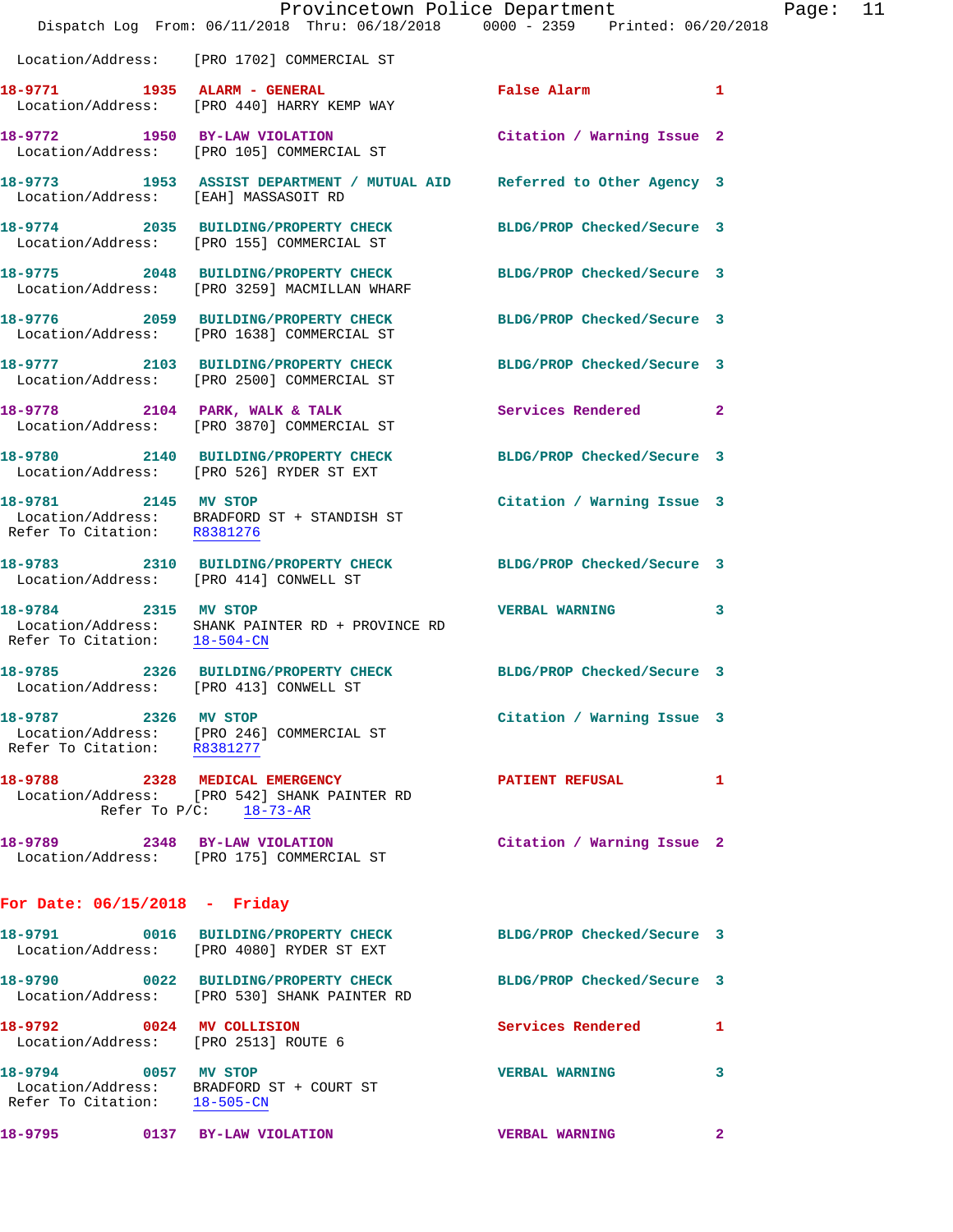Location/Address: [PRO 1702] COMMERCIAL ST

**18-9771** 1935 **ALARM - GENERAL** False Alarm 1
Location/Address: [PRO 440] HARRY KEMP WAY

**18-9772** 1950 **BY-LAW VIOLATION** Citation / Warning Issue 2
Location/Address: [PRO 105] COMMERCIAL ST

**18-9773** 1953 **ASSIST DEPARTMENT / MUTUAL AID** Referred to Other Agency 3
Location/Address: [EAH] MASSASOIT RD

**18-9774** 2035 **BUILDING/PROPERTY CHECK** BLDG/PROP Checked/Secure 3
Location/Address: [PRO 155] COMMERCIAL ST

**18-9775** 2048 **BUILDING/PROPERTY CHECK** BLDG/PROP Checked/Secure 3
Location/Address: [PRO 3259] MACMILLAN WHARF

**18-9776** 2059 **BUILDING/PROPERTY CHECK** BLDG/PROP Checked/Secure 3
Location/Address: [PRO 1638] COMMERCIAL ST

**18-9777** 2103 **BUILDING/PROPERTY CHECK** BLDG/PROP Checked/Secure 3
Location/Address: [PRO 2500] COMMERCIAL ST

**18-9778** 2104 **PARK, WALK & TALK** Services Rendered 2
Location/Address: [PRO 3870] COMMERCIAL ST

**18-9780** 2140 **BUILDING/PROPERTY CHECK** BLDG/PROP Checked/Secure 3
Location/Address: [PRO 526] RYDER ST EXT

**18-9781** 2145 **MV STOP** Citation / Warning Issue 3
Location/Address: BRADFORD ST + STANDISH ST
Refer To Citation: R8381276

**18-9783** 2310 **BUILDING/PROPERTY CHECK** BLDG/PROP Checked/Secure 3
Location/Address: [PRO 414] CONWELL ST

**18-9784** 2315 **MV STOP** VERBAL WARNING 3
Location/Address: SHANK PAINTER RD + PROVINCE RD
Refer To Citation: 18-504-CN

**18-9785** 2326 **BUILDING/PROPERTY CHECK** BLDG/PROP Checked/Secure 3
Location/Address: [PRO 413] CONWELL ST

**18-9787** 2326 **MV STOP** Citation / Warning Issue 3
Location/Address: [PRO 246] COMMERCIAL ST
Refer To Citation: R8381277

**18-9788** 2328 **MEDICAL EMERGENCY** PATIENT REFUSAL 1
Location/Address: [PRO 542] SHANK PAINTER RD
Refer To P/C: 18-73-AR

**18-9789** 2348 **BY-LAW VIOLATION** Citation / Warning Issue 2
Location/Address: [PRO 175] COMMERCIAL ST

## For Date: 06/15/2018 - Friday

**18-9791** 0016 **BUILDING/PROPERTY CHECK** BLDG/PROP Checked/Secure 3
Location/Address: [PRO 4080] RYDER ST EXT

**18-9790** 0022 **BUILDING/PROPERTY CHECK** BLDG/PROP Checked/Secure 3
Location/Address: [PRO 530] SHANK PAINTER RD

**18-9792** 0024 **MV COLLISION** Services Rendered 1
Location/Address: [PRO 2513] ROUTE 6

**18-9794** 0057 **MV STOP** VERBAL WARNING 3
Location/Address: BRADFORD ST + COURT ST
Refer To Citation: 18-505-CN

**18-9795** 0137 **BY-LAW VIOLATION** VERBAL WARNING 2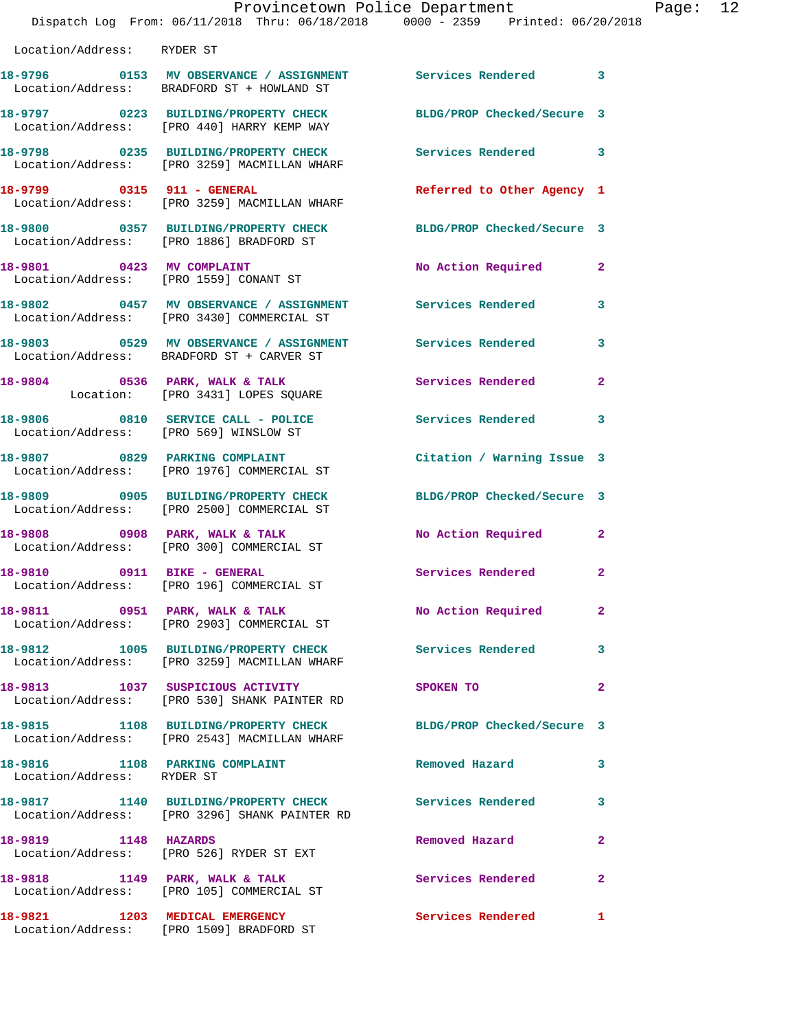Location/Address: RYDER ST

| Call # | Time | Call Reason | Action | Priority |
|---|---|---|---|---|
| 18-9796 | 0153 | MV OBSERVANCE / ASSIGNMENT | Services Rendered | 3 |
| | | Location/Address: BRADFORD ST + HOWLAND ST | | |
| 18-9797 | 0223 | BUILDING/PROPERTY CHECK | BLDG/PROP Checked/Secure | 3 |
| | | Location/Address: [PRO 440] HARRY KEMP WAY | | |
| 18-9798 | 0235 | BUILDING/PROPERTY CHECK | Services Rendered | 3 |
| | | Location/Address: [PRO 3259] MACMILLAN WHARF | | |
| 18-9799 | 0315 | 911 - GENERAL | Referred to Other Agency | 1 |
| | | Location/Address: [PRO 3259] MACMILLAN WHARF | | |
| 18-9800 | 0357 | BUILDING/PROPERTY CHECK | BLDG/PROP Checked/Secure | 3 |
| | | Location/Address: [PRO 1886] BRADFORD ST | | |
| 18-9801 | 0423 | MV COMPLAINT | No Action Required | 2 |
| | | Location/Address: [PRO 1559] CONANT ST | | |
| 18-9802 | 0457 | MV OBSERVANCE / ASSIGNMENT | Services Rendered | 3 |
| | | Location/Address: [PRO 3430] COMMERCIAL ST | | |
| 18-9803 | 0529 | MV OBSERVANCE / ASSIGNMENT | Services Rendered | 3 |
| | | Location/Address: BRADFORD ST + CARVER ST | | |
| 18-9804 | 0536 | PARK, WALK & TALK | Services Rendered | 2 |
| | | Location: [PRO 3431] LOPES SQUARE | | |
| 18-9806 | 0810 | SERVICE CALL - POLICE | Services Rendered | 3 |
| | | Location/Address: [PRO 569] WINSLOW ST | | |
| 18-9807 | 0829 | PARKING COMPLAINT | Citation / Warning Issue | 3 |
| | | Location/Address: [PRO 1976] COMMERCIAL ST | | |
| 18-9809 | 0905 | BUILDING/PROPERTY CHECK | BLDG/PROP Checked/Secure | 3 |
| | | Location/Address: [PRO 2500] COMMERCIAL ST | | |
| 18-9808 | 0908 | PARK, WALK & TALK | No Action Required | 2 |
| | | Location/Address: [PRO 300] COMMERCIAL ST | | |
| 18-9810 | 0911 | BIKE - GENERAL | Services Rendered | 2 |
| | | Location/Address: [PRO 196] COMMERCIAL ST | | |
| 18-9811 | 0951 | PARK, WALK & TALK | No Action Required | 2 |
| | | Location/Address: [PRO 2903] COMMERCIAL ST | | |
| 18-9812 | 1005 | BUILDING/PROPERTY CHECK | Services Rendered | 3 |
| | | Location/Address: [PRO 3259] MACMILLAN WHARF | | |
| 18-9813 | 1037 | SUSPICIOUS ACTIVITY | SPOKEN TO | 2 |
| | | Location/Address: [PRO 530] SHANK PAINTER RD | | |
| 18-9815 | 1108 | BUILDING/PROPERTY CHECK | BLDG/PROP Checked/Secure | 3 |
| | | Location/Address: [PRO 2543] MACMILLAN WHARF | | |
| 18-9816 | 1108 | PARKING COMPLAINT | Removed Hazard | 3 |
| | | Location/Address: RYDER ST | | |
| 18-9817 | 1140 | BUILDING/PROPERTY CHECK | Services Rendered | 3 |
| | | Location/Address: [PRO 3296] SHANK PAINTER RD | | |
| 18-9819 | 1148 | HAZARDS | Removed Hazard | 2 |
| | | Location/Address: [PRO 526] RYDER ST EXT | | |
| 18-9818 | 1149 | PARK, WALK & TALK | Services Rendered | 2 |
| | | Location/Address: [PRO 105] COMMERCIAL ST | | |
| 18-9821 | 1203 | MEDICAL EMERGENCY | Services Rendered | 1 |
| | | Location/Address: [PRO 1509] BRADFORD ST | | |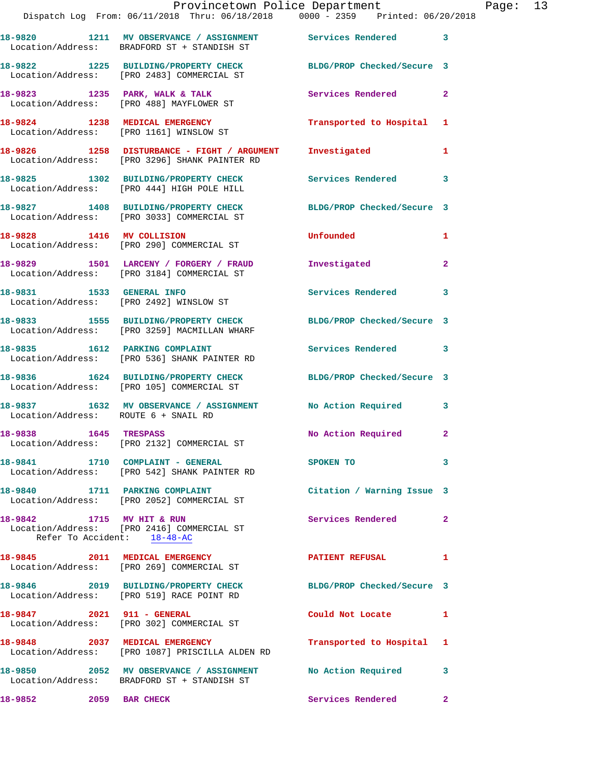18-9820 1211 MV OBSERVANCE / ASSIGNMENT Services Rendered 3
Location/Address: BRADFORD ST + STANDISH ST

18-9822 1225 BUILDING/PROPERTY CHECK BLDG/PROP Checked/Secure 3
Location/Address: [PRO 2483] COMMERCIAL ST

18-9823 1235 PARK, WALK & TALK Services Rendered 2
Location/Address: [PRO 488] MAYFLOWER ST

18-9824 1238 MEDICAL EMERGENCY Transported to Hospital 1
Location/Address: [PRO 1161] WINSLOW ST

18-9826 1258 DISTURBANCE - FIGHT / ARGUMENT Investigated 1
Location/Address: [PRO 3296] SHANK PAINTER RD

18-9825 1302 BUILDING/PROPERTY CHECK Services Rendered 3
Location/Address: [PRO 444] HIGH POLE HILL

18-9827 1408 BUILDING/PROPERTY CHECK BLDG/PROP Checked/Secure 3
Location/Address: [PRO 3033] COMMERCIAL ST

18-9828 1416 MV COLLISION Unfounded 1
Location/Address: [PRO 290] COMMERCIAL ST

18-9829 1501 LARCENY / FORGERY / FRAUD Investigated 2
Location/Address: [PRO 3184] COMMERCIAL ST

18-9831 1533 GENERAL INFO Services Rendered 3
Location/Address: [PRO 2492] WINSLOW ST

18-9833 1555 BUILDING/PROPERTY CHECK BLDG/PROP Checked/Secure 3
Location/Address: [PRO 3259] MACMILLAN WHARF

18-9835 1612 PARKING COMPLAINT Services Rendered 3
Location/Address: [PRO 536] SHANK PAINTER RD

18-9836 1624 BUILDING/PROPERTY CHECK BLDG/PROP Checked/Secure 3
Location/Address: [PRO 105] COMMERCIAL ST

18-9837 1632 MV OBSERVANCE / ASSIGNMENT No Action Required 3
Location/Address: ROUTE 6 + SNAIL RD

18-9838 1645 TRESPASS No Action Required 2
Location/Address: [PRO 2132] COMMERCIAL ST

18-9841 1710 COMPLAINT - GENERAL SPOKEN TO 3
Location/Address: [PRO 542] SHANK PAINTER RD

18-9840 1711 PARKING COMPLAINT Citation / Warning Issue 3
Location/Address: [PRO 2052] COMMERCIAL ST

18-9842 1715 MV HIT & RUN Services Rendered 2
Location/Address: [PRO 2416] COMMERCIAL ST
Refer To Accident: 18-48-AC

18-9845 2011 MEDICAL EMERGENCY PATIENT REFUSAL 1
Location/Address: [PRO 269] COMMERCIAL ST

18-9846 2019 BUILDING/PROPERTY CHECK BLDG/PROP Checked/Secure 3
Location/Address: [PRO 519] RACE POINT RD

18-9847 2021 911 - GENERAL Could Not Locate 1
Location/Address: [PRO 302] COMMERCIAL ST

18-9848 2037 MEDICAL EMERGENCY Transported to Hospital 1
Location/Address: [PRO 1087] PRISCILLA ALDEN RD

18-9850 2052 MV OBSERVANCE / ASSIGNMENT No Action Required 3
Location/Address: BRADFORD ST + STANDISH ST

18-9852 2059 BAR CHECK Services Rendered 2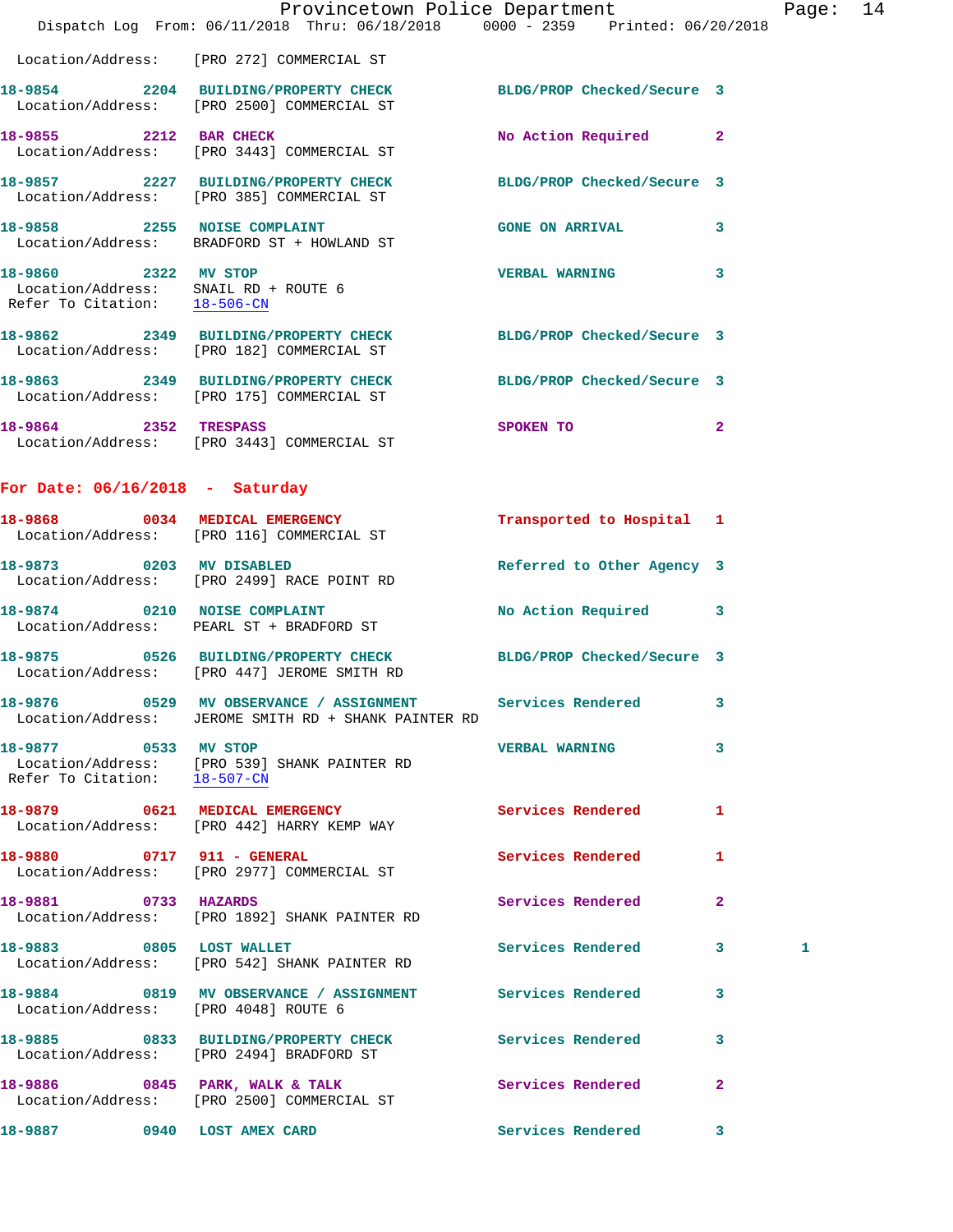Location/Address: [PRO 272] COMMERCIAL ST

**18-9854** 2204 **BUILDING/PROPERTY CHECK** BLDG/PROP Checked/Secure 3
Location/Address: [PRO 2500] COMMERCIAL ST

**18-9855** 2212 **BAR CHECK** No Action Required 2
Location/Address: [PRO 3443] COMMERCIAL ST

**18-9857** 2227 **BUILDING/PROPERTY CHECK** BLDG/PROP Checked/Secure 3
Location/Address: [PRO 385] COMMERCIAL ST

**18-9858** 2255 **NOISE COMPLAINT** GONE ON ARRIVAL 3
Location/Address: BRADFORD ST + HOWLAND ST

**18-9860** 2322 **MV STOP** VERBAL WARNING 3
Location/Address: SNAIL RD + ROUTE 6
Refer To Citation: 18-506-CN

**18-9862** 2349 **BUILDING/PROPERTY CHECK** BLDG/PROP Checked/Secure 3
Location/Address: [PRO 182] COMMERCIAL ST

**18-9863** 2349 **BUILDING/PROPERTY CHECK** BLDG/PROP Checked/Secure 3
Location/Address: [PRO 175] COMMERCIAL ST

**18-9864** 2352 **TRESPASS** SPOKEN TO 2
Location/Address: [PRO 3443] COMMERCIAL ST

## For Date: 06/16/2018 - Saturday

**18-9868** 0034 **MEDICAL EMERGENCY** Transported to Hospital 1
Location/Address: [PRO 116] COMMERCIAL ST

**18-9873** 0203 **MV DISABLED** Referred to Other Agency 3
Location/Address: [PRO 2499] RACE POINT RD

**18-9874** 0210 **NOISE COMPLAINT** No Action Required 3
Location/Address: PEARL ST + BRADFORD ST

**18-9875** 0526 **BUILDING/PROPERTY CHECK** BLDG/PROP Checked/Secure 3
Location/Address: [PRO 447] JEROME SMITH RD

**18-9876** 0529 **MV OBSERVANCE / ASSIGNMENT** Services Rendered 3
Location/Address: JEROME SMITH RD + SHANK PAINTER RD

**18-9877** 0533 **MV STOP** VERBAL WARNING 3
Location/Address: [PRO 539] SHANK PAINTER RD
Refer To Citation: 18-507-CN

**18-9879** 0621 **MEDICAL EMERGENCY** Services Rendered 1
Location/Address: [PRO 442] HARRY KEMP WAY

**18-9880** 0717 **911 - GENERAL** Services Rendered 1
Location/Address: [PRO 2977] COMMERCIAL ST

**18-9881** 0733 **HAZARDS** Services Rendered 2
Location/Address: [PRO 1892] SHANK PAINTER RD

**18-9883** 0805 **LOST WALLET** Services Rendered 3 1
Location/Address: [PRO 542] SHANK PAINTER RD

**18-9884** 0819 **MV OBSERVANCE / ASSIGNMENT** Services Rendered 3
Location/Address: [PRO 4048] ROUTE 6

**18-9885** 0833 **BUILDING/PROPERTY CHECK** Services Rendered 3
Location/Address: [PRO 2494] BRADFORD ST

**18-9886** 0845 **PARK, WALK & TALK** Services Rendered 2
Location/Address: [PRO 2500] COMMERCIAL ST

**18-9887** 0940 **LOST AMEX CARD** Services Rendered 3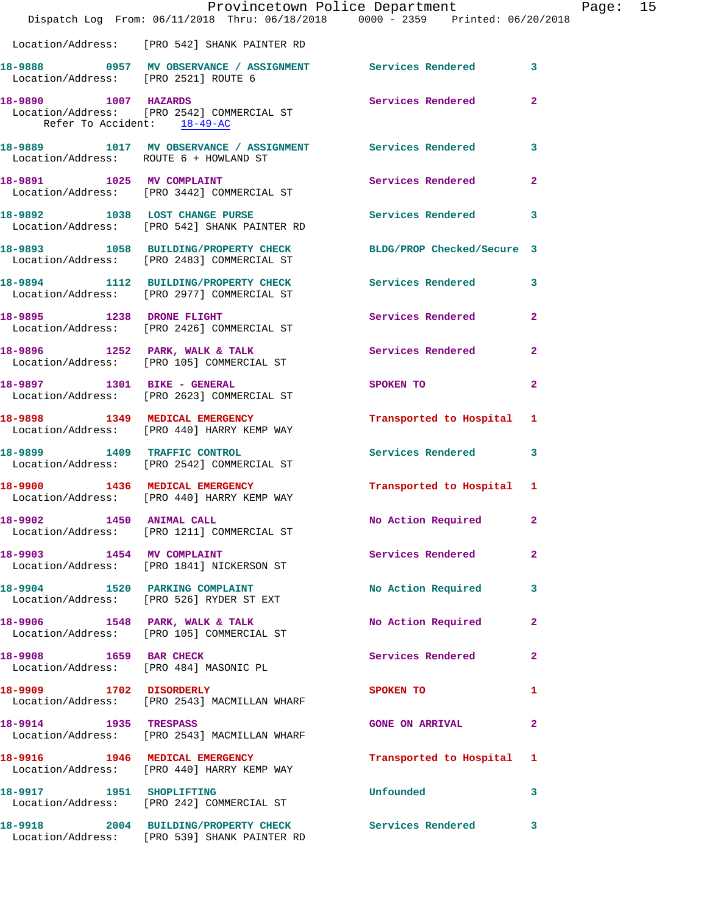Location/Address: [PRO 542] SHANK PAINTER RD

| Call # | Time | Call Type | Disposition | Priority |
|---|---|---|---|---|
| 18-9888 | 0957 | MV OBSERVANCE / ASSIGNMENT | Services Rendered | 3 |
| Location/Address: [PRO 2521] ROUTE 6 | | | | |
| 18-9890 | 1007 | HAZARDS | Services Rendered | 2 |
| Location/Address: [PRO 2542] COMMERCIAL ST | | | | |
| Refer To Accident: 18-49-AC | | | | |
| 18-9889 | 1017 | MV OBSERVANCE / ASSIGNMENT | Services Rendered | 3 |
| Location/Address: ROUTE 6 + HOWLAND ST | | | | |
| 18-9891 | 1025 | MV COMPLAINT | Services Rendered | 2 |
| Location/Address: [PRO 3442] COMMERCIAL ST | | | | |
| 18-9892 | 1038 | LOST CHANGE PURSE | Services Rendered | 3 |
| Location/Address: [PRO 542] SHANK PAINTER RD | | | | |
| 18-9893 | 1058 | BUILDING/PROPERTY CHECK | BLDG/PROP Checked/Secure | 3 |
| Location/Address: [PRO 2483] COMMERCIAL ST | | | | |
| 18-9894 | 1112 | BUILDING/PROPERTY CHECK | Services Rendered | 3 |
| Location/Address: [PRO 2977] COMMERCIAL ST | | | | |
| 18-9895 | 1238 | DRONE FLIGHT | Services Rendered | 2 |
| Location/Address: [PRO 2426] COMMERCIAL ST | | | | |
| 18-9896 | 1252 | PARK, WALK & TALK | Services Rendered | 2 |
| Location/Address: [PRO 105] COMMERCIAL ST | | | | |
| 18-9897 | 1301 | BIKE - GENERAL | SPOKEN TO | 2 |
| Location/Address: [PRO 2623] COMMERCIAL ST | | | | |
| 18-9898 | 1349 | MEDICAL EMERGENCY | Transported to Hospital | 1 |
| Location/Address: [PRO 440] HARRY KEMP WAY | | | | |
| 18-9899 | 1409 | TRAFFIC CONTROL | Services Rendered | 3 |
| Location/Address: [PRO 2542] COMMERCIAL ST | | | | |
| 18-9900 | 1436 | MEDICAL EMERGENCY | Transported to Hospital | 1 |
| Location/Address: [PRO 440] HARRY KEMP WAY | | | | |
| 18-9902 | 1450 | ANIMAL CALL | No Action Required | 2 |
| Location/Address: [PRO 1211] COMMERCIAL ST | | | | |
| 18-9903 | 1454 | MV COMPLAINT | Services Rendered | 2 |
| Location/Address: [PRO 1841] NICKERSON ST | | | | |
| 18-9904 | 1520 | PARKING COMPLAINT | No Action Required | 3 |
| Location/Address: [PRO 526] RYDER ST EXT | | | | |
| 18-9906 | 1548 | PARK, WALK & TALK | No Action Required | 2 |
| Location/Address: [PRO 105] COMMERCIAL ST | | | | |
| 18-9908 | 1659 | BAR CHECK | Services Rendered | 2 |
| Location/Address: [PRO 484] MASONIC PL | | | | |
| 18-9909 | 1702 | DISORDERLY | SPOKEN TO | 1 |
| Location/Address: [PRO 2543] MACMILLAN WHARF | | | | |
| 18-9914 | 1935 | TRESPASS | GONE ON ARRIVAL | 2 |
| Location/Address: [PRO 2543] MACMILLAN WHARF | | | | |
| 18-9916 | 1946 | MEDICAL EMERGENCY | Transported to Hospital | 1 |
| Location/Address: [PRO 440] HARRY KEMP WAY | | | | |
| 18-9917 | 1951 | SHOPLIFTING | Unfounded | 3 |
| Location/Address: [PRO 242] COMMERCIAL ST | | | | |
| 18-9918 | 2004 | BUILDING/PROPERTY CHECK | Services Rendered | 3 |
| Location/Address: [PRO 539] SHANK PAINTER RD | | | | |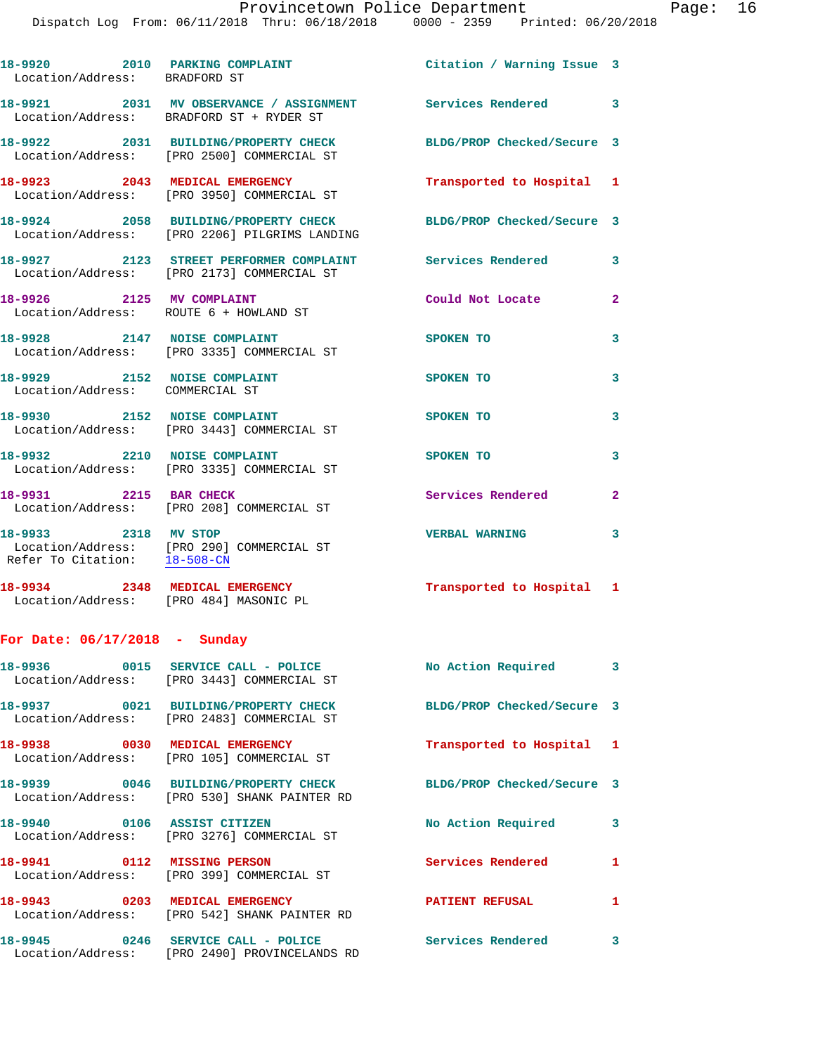18-9920 2010 PARKING COMPLAINT Citation / Warning Issue 3
Location/Address: BRADFORD ST

18-9921 2031 MV OBSERVANCE / ASSIGNMENT Services Rendered 3
Location/Address: BRADFORD ST + RYDER ST

18-9922 2031 BUILDING/PROPERTY CHECK BLDG/PROP Checked/Secure 3
Location/Address: [PRO 2500] COMMERCIAL ST

18-9923 2043 MEDICAL EMERGENCY Transported to Hospital 1
Location/Address: [PRO 3950] COMMERCIAL ST

18-9924 2058 BUILDING/PROPERTY CHECK BLDG/PROP Checked/Secure 3
Location/Address: [PRO 2206] PILGRIMS LANDING

18-9927 2123 STREET PERFORMER COMPLAINT Services Rendered 3
Location/Address: [PRO 2173] COMMERCIAL ST

18-9926 2125 MV COMPLAINT Could Not Locate 2
Location/Address: ROUTE 6 + HOWLAND ST

18-9928 2147 NOISE COMPLAINT SPOKEN TO 3
Location/Address: [PRO 3335] COMMERCIAL ST

18-9929 2152 NOISE COMPLAINT SPOKEN TO 3
Location/Address: COMMERCIAL ST

18-9930 2152 NOISE COMPLAINT SPOKEN TO 3
Location/Address: [PRO 3443] COMMERCIAL ST

18-9932 2210 NOISE COMPLAINT SPOKEN TO 3
Location/Address: [PRO 3335] COMMERCIAL ST

18-9931 2215 BAR CHECK Services Rendered 2
Location/Address: [PRO 208] COMMERCIAL ST

18-9933 2318 MV STOP VERBAL WARNING 3
Location/Address: [PRO 290] COMMERCIAL ST
Refer To Citation: 18-508-CN

18-9934 2348 MEDICAL EMERGENCY Transported to Hospital 1
Location/Address: [PRO 484] MASONIC PL

**For Date: 06/17/2018 - Sunday**

18-9936 0015 SERVICE CALL - POLICE No Action Required 3
Location/Address: [PRO 3443] COMMERCIAL ST

18-9937 0021 BUILDING/PROPERTY CHECK BLDG/PROP Checked/Secure 3
Location/Address: [PRO 2483] COMMERCIAL ST

18-9938 0030 MEDICAL EMERGENCY Transported to Hospital 1
Location/Address: [PRO 105] COMMERCIAL ST

18-9939 0046 BUILDING/PROPERTY CHECK BLDG/PROP Checked/Secure 3
Location/Address: [PRO 530] SHANK PAINTER RD

18-9940 0106 ASSIST CITIZEN No Action Required 3
Location/Address: [PRO 3276] COMMERCIAL ST

18-9941 0112 MISSING PERSON Services Rendered 1
Location/Address: [PRO 399] COMMERCIAL ST

18-9943 0203 MEDICAL EMERGENCY PATIENT REFUSAL 1
Location/Address: [PRO 542] SHANK PAINTER RD

18-9945 0246 SERVICE CALL - POLICE Services Rendered 3
Location/Address: [PRO 2490] PROVINCELANDS RD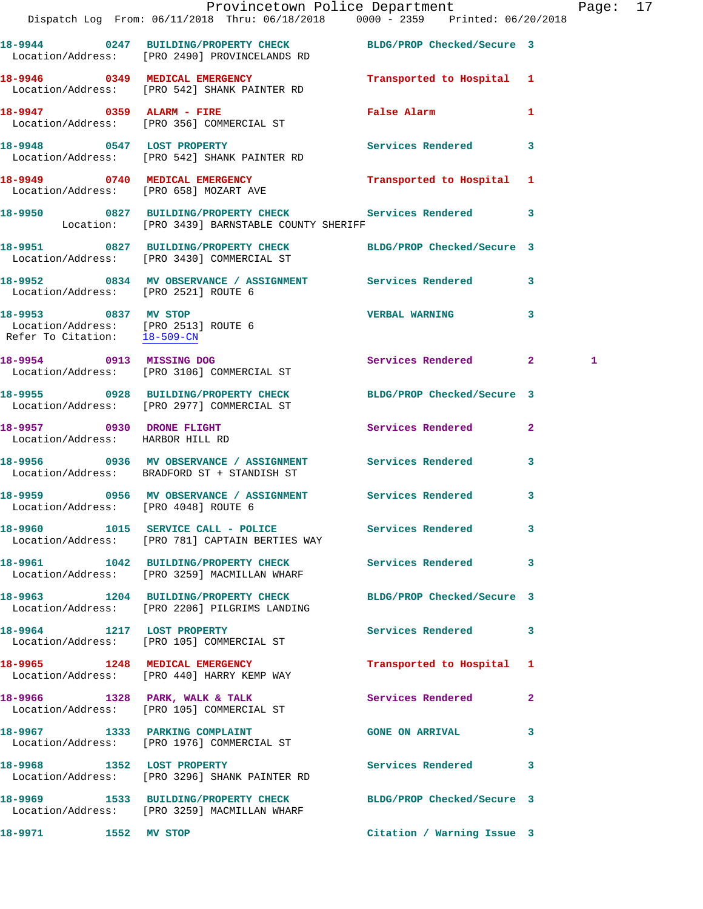18-9944 0247 BUILDING/PROPERTY CHECK BLDG/PROP Checked/Secure 3
Location/Address: [PRO 2490] PROVINCELANDS RD

18-9946 0349 MEDICAL EMERGENCY Transported to Hospital 1
Location/Address: [PRO 542] SHANK PAINTER RD

18-9947 0359 ALARM - FIRE False Alarm 1
Location/Address: [PRO 356] COMMERCIAL ST

18-9948 0547 LOST PROPERTY Services Rendered 3
Location/Address: [PRO 542] SHANK PAINTER RD

18-9949 0740 MEDICAL EMERGENCY Transported to Hospital 1
Location/Address: [PRO 658] MOZART AVE

18-9950 0827 BUILDING/PROPERTY CHECK Services Rendered 3
Location: [PRO 3439] BARNSTABLE COUNTY SHERIFF

18-9951 0827 BUILDING/PROPERTY CHECK BLDG/PROP Checked/Secure 3
Location/Address: [PRO 3430] COMMERCIAL ST

18-9952 0834 MV OBSERVANCE / ASSIGNMENT Services Rendered 3
Location/Address: [PRO 2521] ROUTE 6

18-9953 0837 MV STOP VERBAL WARNING 3
Location/Address: [PRO 2513] ROUTE 6
Refer To Citation: 18-509-CN

18-9954 0913 MISSING DOG Services Rendered 2 1
Location/Address: [PRO 3106] COMMERCIAL ST

18-9955 0928 BUILDING/PROPERTY CHECK BLDG/PROP Checked/Secure 3
Location/Address: [PRO 2977] COMMERCIAL ST

18-9957 0930 DRONE FLIGHT Services Rendered 2
Location/Address: HARBOR HILL RD

18-9956 0936 MV OBSERVANCE / ASSIGNMENT Services Rendered 3
Location/Address: BRADFORD ST + STANDISH ST

18-9959 0956 MV OBSERVANCE / ASSIGNMENT Services Rendered 3
Location/Address: [PRO 4048] ROUTE 6

18-9960 1015 SERVICE CALL - POLICE Services Rendered 3
Location/Address: [PRO 781] CAPTAIN BERTIES WAY

18-9961 1042 BUILDING/PROPERTY CHECK Services Rendered 3
Location/Address: [PRO 3259] MACMILLAN WHARF

18-9963 1204 BUILDING/PROPERTY CHECK BLDG/PROP Checked/Secure 3
Location/Address: [PRO 2206] PILGRIMS LANDING

18-9964 1217 LOST PROPERTY Services Rendered 3
Location/Address: [PRO 105] COMMERCIAL ST

18-9965 1248 MEDICAL EMERGENCY Transported to Hospital 1
Location/Address: [PRO 440] HARRY KEMP WAY

18-9966 1328 PARK, WALK & TALK Services Rendered 2
Location/Address: [PRO 105] COMMERCIAL ST

18-9967 1333 PARKING COMPLAINT GONE ON ARRIVAL 3
Location/Address: [PRO 1976] COMMERCIAL ST

18-9968 1352 LOST PROPERTY Services Rendered 3
Location/Address: [PRO 3296] SHANK PAINTER RD

18-9969 1533 BUILDING/PROPERTY CHECK BLDG/PROP Checked/Secure 3
Location/Address: [PRO 3259] MACMILLAN WHARF

18-9971 1552 MV STOP Citation / Warning Issue 3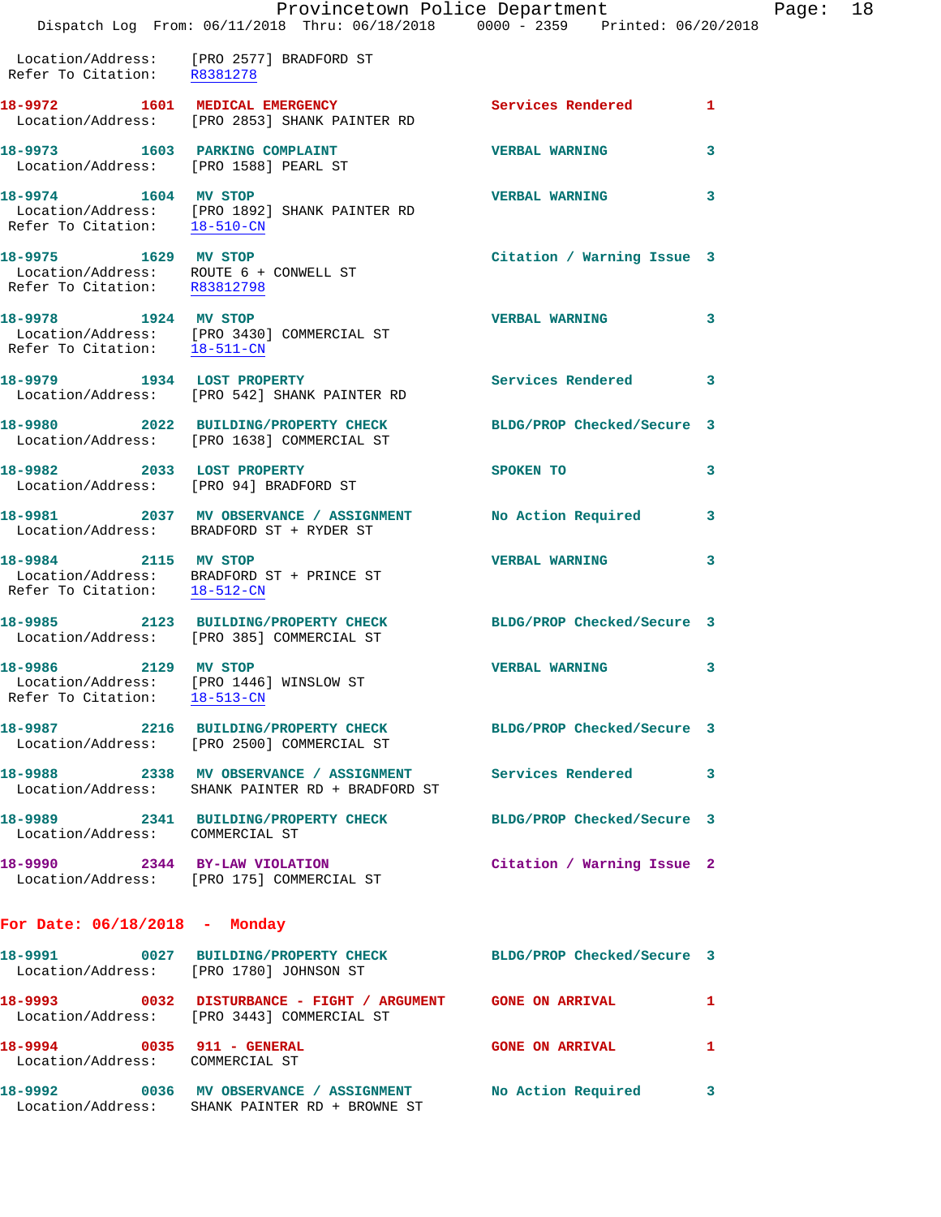Location/Address: [PRO 2577] BRADFORD ST
Refer To Citation: R8381278

**18-9972 1601 MEDICAL EMERGENCY** Services Rendered 1
Location/Address: [PRO 2853] SHANK PAINTER RD

**18-9973 1603 PARKING COMPLAINT** VERBAL WARNING 3
Location/Address: [PRO 1588] PEARL ST

**18-9974 1604 MV STOP** VERBAL WARNING 3
Location/Address: [PRO 1892] SHANK PAINTER RD
Refer To Citation: 18-510-CN

**18-9975 1629 MV STOP** Citation / Warning Issue 3
Location/Address: ROUTE 6 + CONWELL ST
Refer To Citation: R83812798

**18-9978 1924 MV STOP** VERBAL WARNING 3
Location/Address: [PRO 3430] COMMERCIAL ST
Refer To Citation: 18-511-CN

**18-9979 1934 LOST PROPERTY** Services Rendered 3
Location/Address: [PRO 542] SHANK PAINTER RD

**18-9980 2022 BUILDING/PROPERTY CHECK** BLDG/PROP Checked/Secure 3
Location/Address: [PRO 1638] COMMERCIAL ST

**18-9982 2033 LOST PROPERTY** SPOKEN TO 3
Location/Address: [PRO 94] BRADFORD ST

**18-9981 2037 MV OBSERVANCE / ASSIGNMENT** No Action Required 3
Location/Address: BRADFORD ST + RYDER ST

**18-9984 2115 MV STOP** VERBAL WARNING 3
Location/Address: BRADFORD ST + PRINCE ST
Refer To Citation: 18-512-CN

**18-9985 2123 BUILDING/PROPERTY CHECK** BLDG/PROP Checked/Secure 3
Location/Address: [PRO 385] COMMERCIAL ST

**18-9986 2129 MV STOP** VERBAL WARNING 3
Location/Address: [PRO 1446] WINSLOW ST
Refer To Citation: 18-513-CN

**18-9987 2216 BUILDING/PROPERTY CHECK** BLDG/PROP Checked/Secure 3
Location/Address: [PRO 2500] COMMERCIAL ST

**18-9988 2338 MV OBSERVANCE / ASSIGNMENT** Services Rendered 3
Location/Address: SHANK PAINTER RD + BRADFORD ST

**18-9989 2341 BUILDING/PROPERTY CHECK** BLDG/PROP Checked/Secure 3
Location/Address: COMMERCIAL ST

**18-9990 2344 BY-LAW VIOLATION** Citation / Warning Issue 2
Location/Address: [PRO 175] COMMERCIAL ST

## For Date: 06/18/2018 - Monday

**18-9991 0027 BUILDING/PROPERTY CHECK** BLDG/PROP Checked/Secure 3
Location/Address: [PRO 1780] JOHNSON ST

**18-9993 0032 DISTURBANCE - FIGHT / ARGUMENT** GONE ON ARRIVAL 1
Location/Address: [PRO 3443] COMMERCIAL ST

**18-9994 0035 911 - GENERAL** GONE ON ARRIVAL 1
Location/Address: COMMERCIAL ST

**18-9992 0036 MV OBSERVANCE / ASSIGNMENT** No Action Required 3
Location/Address: SHANK PAINTER RD + BROWNE ST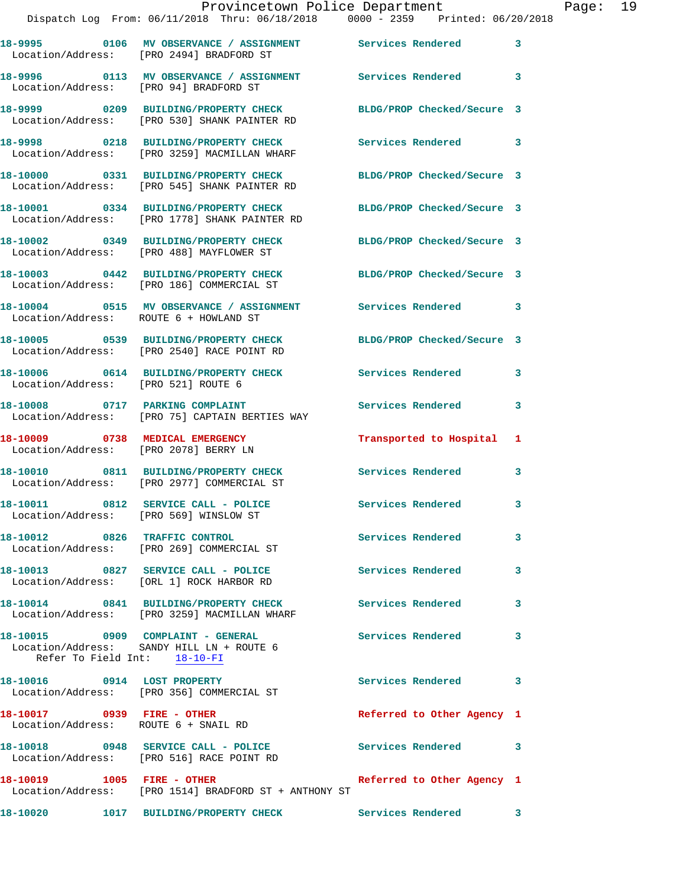18-9995 0106 MV OBSERVANCE / ASSIGNMENT Services Rendered 3
Location/Address: [PRO 2494] BRADFORD ST

18-9996 0113 MV OBSERVANCE / ASSIGNMENT Services Rendered 3
Location/Address: [PRO 94] BRADFORD ST

18-9999 0209 BUILDING/PROPERTY CHECK BLDG/PROP Checked/Secure 3
Location/Address: [PRO 530] SHANK PAINTER RD

18-9998 0218 BUILDING/PROPERTY CHECK Services Rendered 3
Location/Address: [PRO 3259] MACMILLAN WHARF

18-10000 0331 BUILDING/PROPERTY CHECK BLDG/PROP Checked/Secure 3
Location/Address: [PRO 545] SHANK PAINTER RD

18-10001 0334 BUILDING/PROPERTY CHECK BLDG/PROP Checked/Secure 3
Location/Address: [PRO 1778] SHANK PAINTER RD

18-10002 0349 BUILDING/PROPERTY CHECK BLDG/PROP Checked/Secure 3
Location/Address: [PRO 488] MAYFLOWER ST

18-10003 0442 BUILDING/PROPERTY CHECK BLDG/PROP Checked/Secure 3
Location/Address: [PRO 186] COMMERCIAL ST

18-10004 0515 MV OBSERVANCE / ASSIGNMENT Services Rendered 3
Location/Address: ROUTE 6 + HOWLAND ST

18-10005 0539 BUILDING/PROPERTY CHECK BLDG/PROP Checked/Secure 3
Location/Address: [PRO 2540] RACE POINT RD

18-10006 0614 BUILDING/PROPERTY CHECK Services Rendered 3
Location/Address: [PRO 521] ROUTE 6

18-10008 0717 PARKING COMPLAINT Services Rendered 3
Location/Address: [PRO 75] CAPTAIN BERTIES WAY

18-10009 0738 MEDICAL EMERGENCY Transported to Hospital 1
Location/Address: [PRO 2078] BERRY LN

18-10010 0811 BUILDING/PROPERTY CHECK Services Rendered 3
Location/Address: [PRO 2977] COMMERCIAL ST

18-10011 0812 SERVICE CALL - POLICE Services Rendered 3
Location/Address: [PRO 569] WINSLOW ST

18-10012 0826 TRAFFIC CONTROL Services Rendered 3
Location/Address: [PRO 269] COMMERCIAL ST

18-10013 0827 SERVICE CALL - POLICE Services Rendered 3
Location/Address: [ORL 1] ROCK HARBOR RD

18-10014 0841 BUILDING/PROPERTY CHECK Services Rendered 3
Location/Address: [PRO 3259] MACMILLAN WHARF

18-10015 0909 COMPLAINT - GENERAL Services Rendered 3
Location/Address: SANDY HILL LN + ROUTE 6
Refer To Field Int: 18-10-FI

18-10016 0914 LOST PROPERTY Services Rendered 3
Location/Address: [PRO 356] COMMERCIAL ST

18-10017 0939 FIRE - OTHER Referred to Other Agency 1
Location/Address: ROUTE 6 + SNAIL RD

18-10018 0948 SERVICE CALL - POLICE Services Rendered 3
Location/Address: [PRO 516] RACE POINT RD

18-10019 1005 FIRE - OTHER Referred to Other Agency 1
Location/Address: [PRO 1514] BRADFORD ST + ANTHONY ST

18-10020 1017 BUILDING/PROPERTY CHECK Services Rendered 3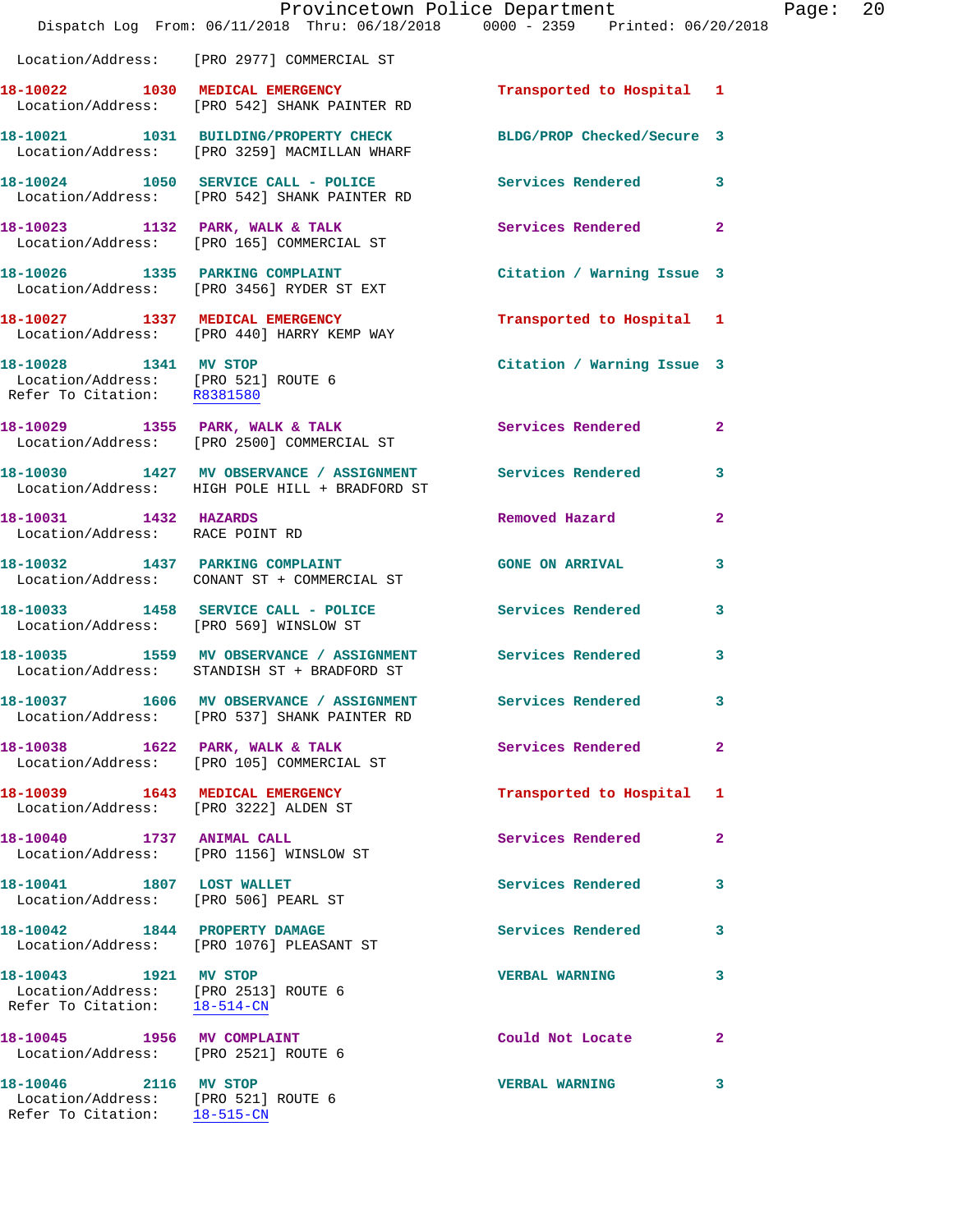Location/Address: [PRO 2977] COMMERCIAL ST

**18-10022** 1030 **MEDICAL EMERGENCY** Transported to Hospital 1
Location/Address: [PRO 542] SHANK PAINTER RD

**18-10021** 1031 **BUILDING/PROPERTY CHECK** BLDG/PROP Checked/Secure 3
Location/Address: [PRO 3259] MACMILLAN WHARF

**18-10024** 1050 **SERVICE CALL - POLICE** Services Rendered 3
Location/Address: [PRO 542] SHANK PAINTER RD

**18-10023** 1132 **PARK, WALK & TALK** Services Rendered 2
Location/Address: [PRO 165] COMMERCIAL ST

**18-10026** 1335 **PARKING COMPLAINT** Citation / Warning Issue 3
Location/Address: [PRO 3456] RYDER ST EXT

**18-10027** 1337 **MEDICAL EMERGENCY** Transported to Hospital 1
Location/Address: [PRO 440] HARRY KEMP WAY

**18-10028** 1341 **MV STOP** Citation / Warning Issue 3
Location/Address: [PRO 521] ROUTE 6
Refer To Citation: R8381580

**18-10029** 1355 **PARK, WALK & TALK** Services Rendered 2
Location/Address: [PRO 2500] COMMERCIAL ST

**18-10030** 1427 **MV OBSERVANCE / ASSIGNMENT** Services Rendered 3
Location/Address: HIGH POLE HILL + BRADFORD ST

**18-10031** 1432 **HAZARDS** Removed Hazard 2
Location/Address: RACE POINT RD

**18-10032** 1437 **PARKING COMPLAINT** GONE ON ARRIVAL 3
Location/Address: CONANT ST + COMMERCIAL ST

**18-10033** 1458 **SERVICE CALL - POLICE** Services Rendered 3
Location/Address: [PRO 569] WINSLOW ST

**18-10035** 1559 **MV OBSERVANCE / ASSIGNMENT** Services Rendered 3
Location/Address: STANDISH ST + BRADFORD ST

**18-10037** 1606 **MV OBSERVANCE / ASSIGNMENT** Services Rendered 3
Location/Address: [PRO 537] SHANK PAINTER RD

**18-10038** 1622 **PARK, WALK & TALK** Services Rendered 2
Location/Address: [PRO 105] COMMERCIAL ST

**18-10039** 1643 **MEDICAL EMERGENCY** Transported to Hospital 1
Location/Address: [PRO 3222] ALDEN ST

**18-10040** 1737 **ANIMAL CALL** Services Rendered 2
Location/Address: [PRO 1156] WINSLOW ST

**18-10041** 1807 **LOST WALLET** Services Rendered 3
Location/Address: [PRO 506] PEARL ST

**18-10042** 1844 **PROPERTY DAMAGE** Services Rendered 3
Location/Address: [PRO 1076] PLEASANT ST

**18-10043** 1921 **MV STOP** VERBAL WARNING 3
Location/Address: [PRO 2513] ROUTE 6
Refer To Citation: 18-514-CN

**18-10045** 1956 **MV COMPLAINT** Could Not Locate 2
Location/Address: [PRO 2521] ROUTE 6

**18-10046** 2116 **MV STOP** VERBAL WARNING 3
Location/Address: [PRO 521] ROUTE 6
Refer To Citation: 18-515-CN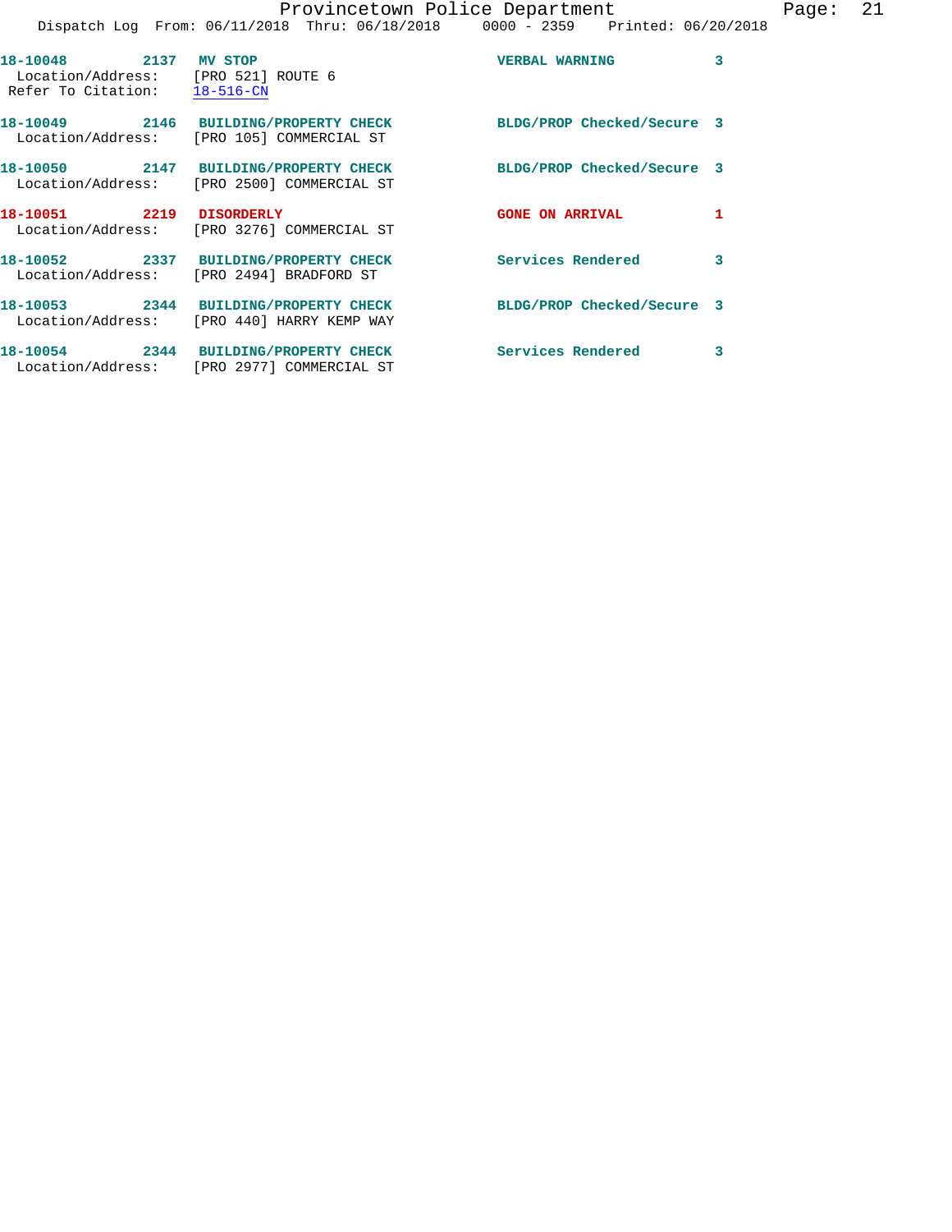18-10048 2137 MV STOP VERBAL WARNING 3
Location/Address: [PRO 521] ROUTE 6
Refer To Citation: 18-516-CN

18-10049 2146 BUILDING/PROPERTY CHECK BLDG/PROP Checked/Secure 3
Location/Address: [PRO 105] COMMERCIAL ST

18-10050 2147 BUILDING/PROPERTY CHECK BLDG/PROP Checked/Secure 3
Location/Address: [PRO 2500] COMMERCIAL ST

18-10051 2219 DISORDERLY GONE ON ARRIVAL 1
Location/Address: [PRO 3276] COMMERCIAL ST

18-10052 2337 BUILDING/PROPERTY CHECK Services Rendered 3
Location/Address: [PRO 2494] BRADFORD ST

18-10053 2344 BUILDING/PROPERTY CHECK BLDG/PROP Checked/Secure 3
Location/Address: [PRO 440] HARRY KEMP WAY

18-10054 2344 BUILDING/PROPERTY CHECK Services Rendered 3
Location/Address: [PRO 2977] COMMERCIAL ST